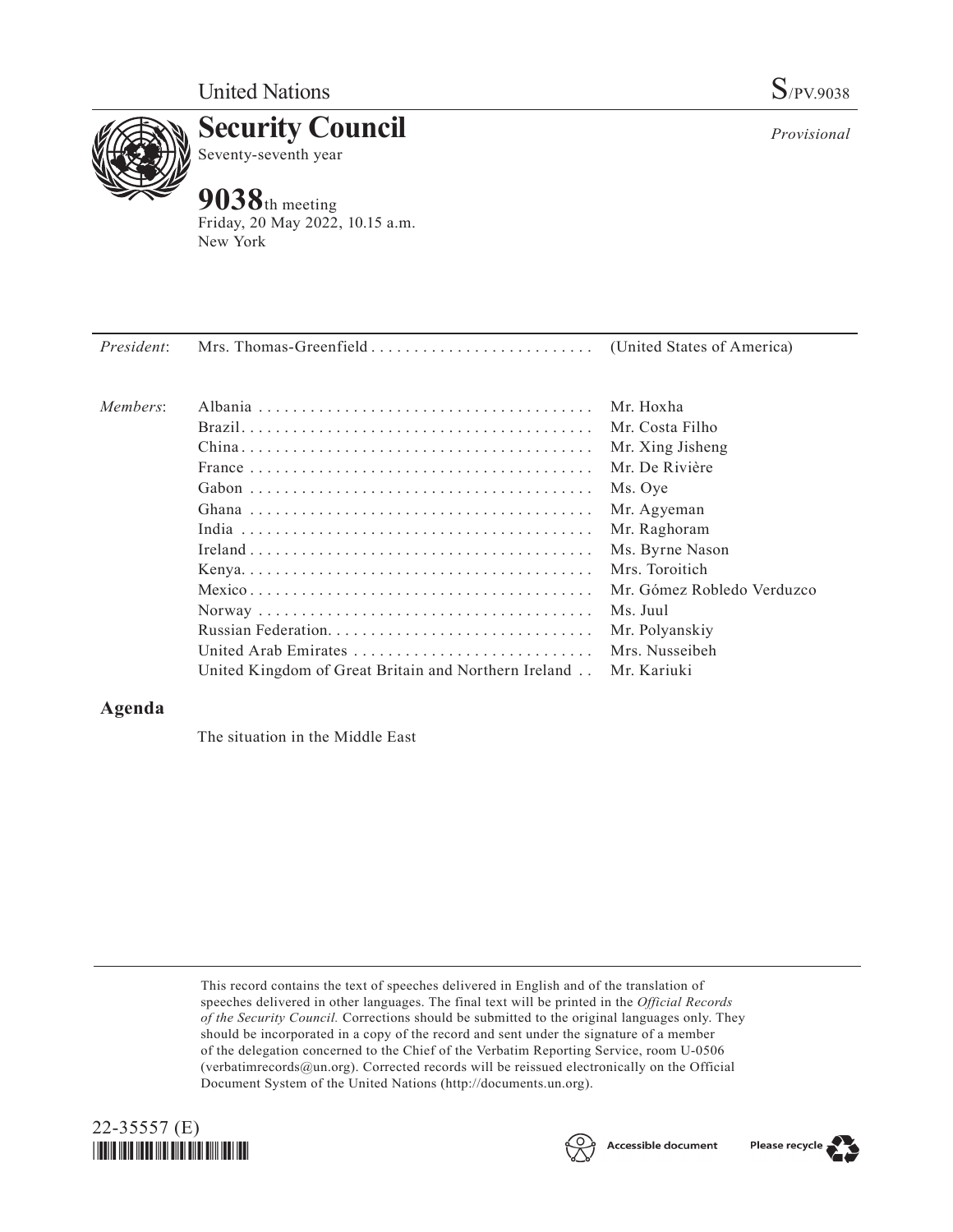United Nations

S/PV.9038

# Security Council

Seventy-seventh year

*Provisional*

## 9038th meeting

Friday, 20 May 2022, 10.15 a.m.
New York

| | | |
|---|---|---|
| *President*: | Mrs. Thomas-Greenfield | (United States of America) |
| *Members*: | Albania | Mr. Hoxha |
| | Brazil | Mr. Costa Filho |
| | China | Mr. Xing Jisheng |
| | France | Mr. De Rivière |
| | Gabon | Ms. Oye |
| | Ghana | Mr. Agyeman |
| | India | Mr. Raghoram |
| | Ireland | Ms. Byrne Nason |
| | Kenya | Mrs. Toroitich |
| | Mexico | Mr. Gómez Robledo Verduzco |
| | Norway | Ms. Juul |
| | Russian Federation | Mr. Polyanskiy |
| | United Arab Emirates | Mrs. Nusseibeh |
| | United Kingdom of Great Britain and Northern Ireland | Mr. Kariuki |

## Agenda

The situation in the Middle East

This record contains the text of speeches delivered in English and of the translation of speeches delivered in other languages. The final text will be printed in the *Official Records of the Security Council.* Corrections should be submitted to the original languages only. They should be incorporated in a copy of the record and sent under the signature of a member of the delegation concerned to the Chief of the Verbatim Reporting Service, room U-0506 (verbatimrecords@un.org). Corrected records will be reissued electronically on the Official Document System of the United Nations (http://documents.un.org).

22-35557 (E)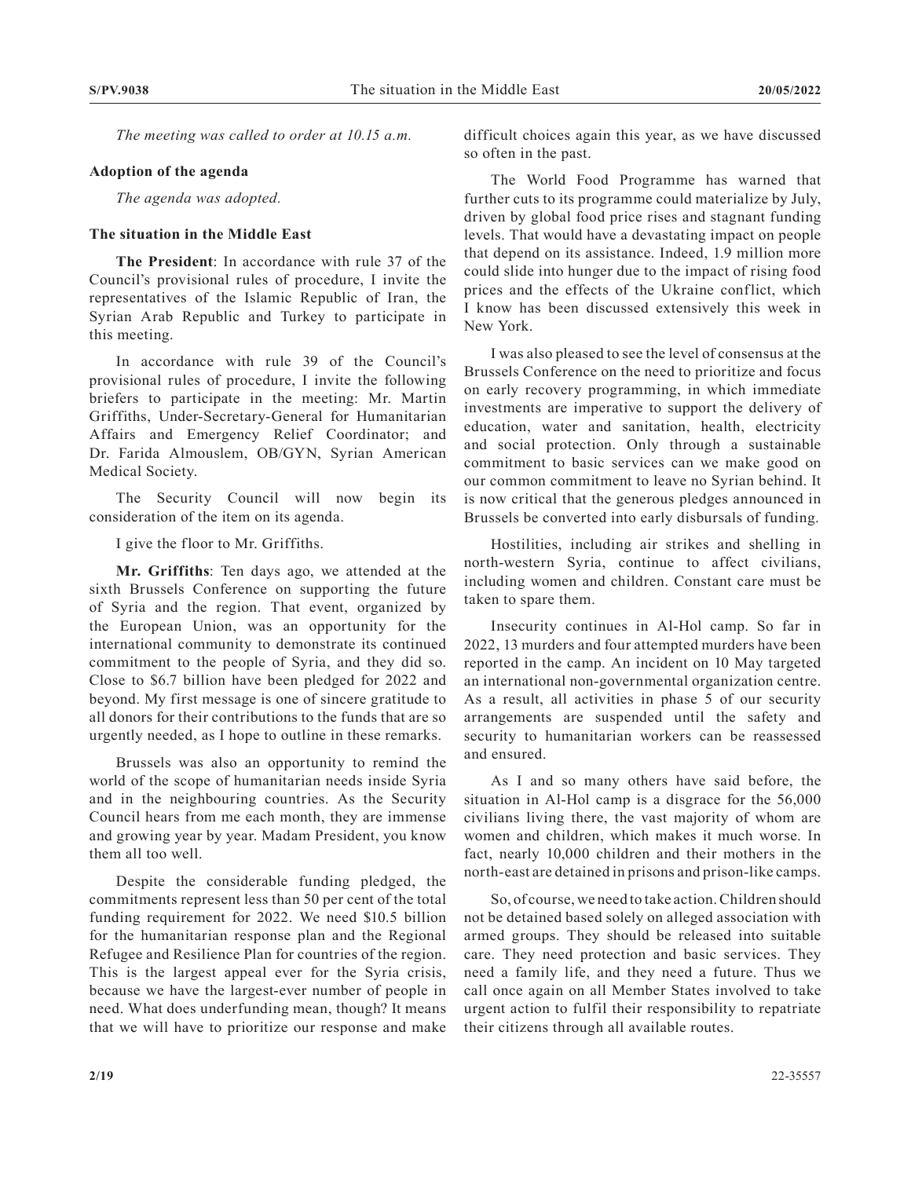*The meeting was called to order at 10.15 a.m.*

**Adoption of the agenda**

*The agenda was adopted.*

**The situation in the Middle East**

**The President**: In accordance with rule 37 of the Council's provisional rules of procedure, I invite the representatives of the Islamic Republic of Iran, the Syrian Arab Republic and Turkey to participate in this meeting.

In accordance with rule 39 of the Council's provisional rules of procedure, I invite the following briefers to participate in the meeting: Mr. Martin Griffiths, Under-Secretary-General for Humanitarian Affairs and Emergency Relief Coordinator; and Dr. Farida Almouslem, OB/GYN, Syrian American Medical Society.

The Security Council will now begin its consideration of the item on its agenda.

I give the floor to Mr. Griffiths.

**Mr. Griffiths**: Ten days ago, we attended at the sixth Brussels Conference on supporting the future of Syria and the region. That event, organized by the European Union, was an opportunity for the international community to demonstrate its continued commitment to the people of Syria, and they did so. Close to \$6.7 billion have been pledged for 2022 and beyond. My first message is one of sincere gratitude to all donors for their contributions to the funds that are so urgently needed, as I hope to outline in these remarks.

Brussels was also an opportunity to remind the world of the scope of humanitarian needs inside Syria and in the neighbouring countries. As the Security Council hears from me each month, they are immense and growing year by year. Madam President, you know them all too well.

Despite the considerable funding pledged, the commitments represent less than 50 per cent of the total funding requirement for 2022. We need \$10.5 billion for the humanitarian response plan and the Regional Refugee and Resilience Plan for countries of the region. This is the largest appeal ever for the Syria crisis, because we have the largest-ever number of people in need. What does underfunding mean, though? It means that we will have to prioritize our response and make difficult choices again this year, as we have discussed so often in the past.

The World Food Programme has warned that further cuts to its programme could materialize by July, driven by global food price rises and stagnant funding levels. That would have a devastating impact on people that depend on its assistance. Indeed, 1.9 million more could slide into hunger due to the impact of rising food prices and the effects of the Ukraine conflict, which I know has been discussed extensively this week in New York.

I was also pleased to see the level of consensus at the Brussels Conference on the need to prioritize and focus on early recovery programming, in which immediate investments are imperative to support the delivery of education, water and sanitation, health, electricity and social protection. Only through a sustainable commitment to basic services can we make good on our common commitment to leave no Syrian behind. It is now critical that the generous pledges announced in Brussels be converted into early disbursals of funding.

Hostilities, including air strikes and shelling in north-western Syria, continue to affect civilians, including women and children. Constant care must be taken to spare them.

Insecurity continues in Al-Hol camp. So far in 2022, 13 murders and four attempted murders have been reported in the camp. An incident on 10 May targeted an international non-governmental organization centre. As a result, all activities in phase 5 of our security arrangements are suspended until the safety and security to humanitarian workers can be reassessed and ensured.

As I and so many others have said before, the situation in Al-Hol camp is a disgrace for the 56,000 civilians living there, the vast majority of whom are women and children, which makes it much worse. In fact, nearly 10,000 children and their mothers in the north-east are detained in prisons and prison-like camps.

So, of course, we need to take action. Children should not be detained based solely on alleged association with armed groups. They should be released into suitable care. They need protection and basic services. They need a family life, and they need a future. Thus we call once again on all Member States involved to take urgent action to fulfil their responsibility to repatriate their citizens through all available routes.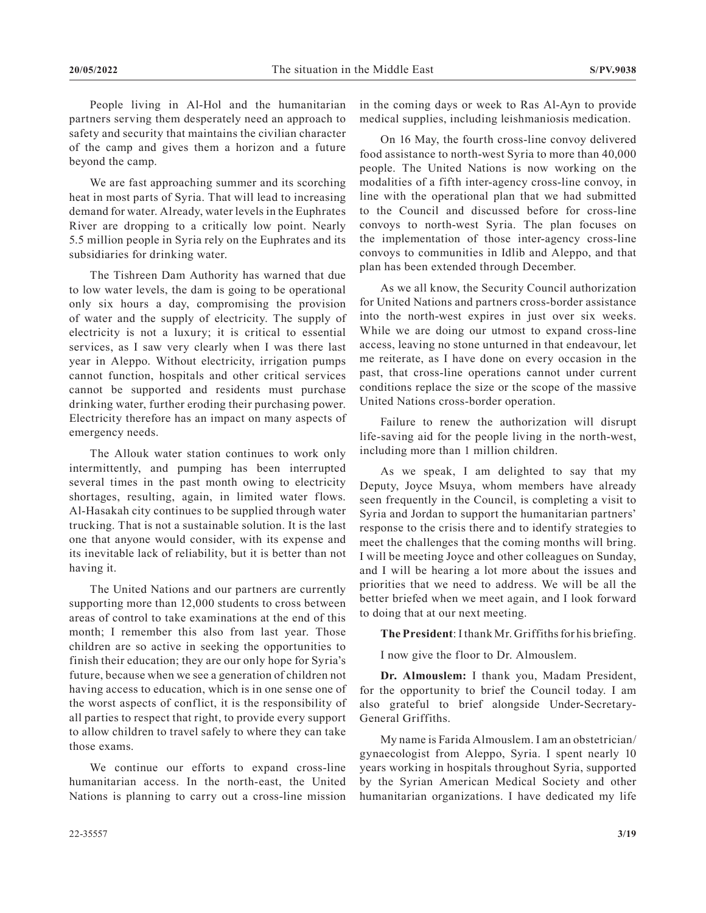People living in Al-Hol and the humanitarian partners serving them desperately need an approach to safety and security that maintains the civilian character of the camp and gives them a horizon and a future beyond the camp.

We are fast approaching summer and its scorching heat in most parts of Syria. That will lead to increasing demand for water. Already, water levels in the Euphrates River are dropping to a critically low point. Nearly 5.5 million people in Syria rely on the Euphrates and its subsidiaries for drinking water.

The Tishreen Dam Authority has warned that due to low water levels, the dam is going to be operational only six hours a day, compromising the provision of water and the supply of electricity. The supply of electricity is not a luxury; it is critical to essential services, as I saw very clearly when I was there last year in Aleppo. Without electricity, irrigation pumps cannot function, hospitals and other critical services cannot be supported and residents must purchase drinking water, further eroding their purchasing power. Electricity therefore has an impact on many aspects of emergency needs.

The Allouk water station continues to work only intermittently, and pumping has been interrupted several times in the past month owing to electricity shortages, resulting, again, in limited water flows. Al-Hasakah city continues to be supplied through water trucking. That is not a sustainable solution. It is the last one that anyone would consider, with its expense and its inevitable lack of reliability, but it is better than not having it.

The United Nations and our partners are currently supporting more than 12,000 students to cross between areas of control to take examinations at the end of this month; I remember this also from last year. Those children are so active in seeking the opportunities to finish their education; they are our only hope for Syria's future, because when we see a generation of children not having access to education, which is in one sense one of the worst aspects of conflict, it is the responsibility of all parties to respect that right, to provide every support to allow children to travel safely to where they can take those exams.

We continue our efforts to expand cross-line humanitarian access. In the north-east, the United Nations is planning to carry out a cross-line mission in the coming days or week to Ras Al-Ayn to provide medical supplies, including leishmaniosis medication.

On 16 May, the fourth cross-line convoy delivered food assistance to north-west Syria to more than 40,000 people. The United Nations is now working on the modalities of a fifth inter-agency cross-line convoy, in line with the operational plan that we had submitted to the Council and discussed before for cross-line convoys to north-west Syria. The plan focuses on the implementation of those inter-agency cross-line convoys to communities in Idlib and Aleppo, and that plan has been extended through December.

As we all know, the Security Council authorization for United Nations and partners cross-border assistance into the north-west expires in just over six weeks. While we are doing our utmost to expand cross-line access, leaving no stone unturned in that endeavour, let me reiterate, as I have done on every occasion in the past, that cross-line operations cannot under current conditions replace the size or the scope of the massive United Nations cross-border operation.

Failure to renew the authorization will disrupt life-saving aid for the people living in the north-west, including more than 1 million children.

As we speak, I am delighted to say that my Deputy, Joyce Msuya, whom members have already seen frequently in the Council, is completing a visit to Syria and Jordan to support the humanitarian partners' response to the crisis there and to identify strategies to meet the challenges that the coming months will bring. I will be meeting Joyce and other colleagues on Sunday, and I will be hearing a lot more about the issues and priorities that we need to address. We will be all the better briefed when we meet again, and I look forward to doing that at our next meeting.

**The President**: I thank Mr. Griffiths for his briefing.

I now give the floor to Dr. Almouslem.

**Dr. Almouslem:** I thank you, Madam President, for the opportunity to brief the Council today. I am also grateful to brief alongside Under-Secretary-General Griffiths.

My name is Farida Almouslem. I am an obstetrician/gynaecologist from Aleppo, Syria. I spent nearly 10 years working in hospitals throughout Syria, supported by the Syrian American Medical Society and other humanitarian organizations. I have dedicated my life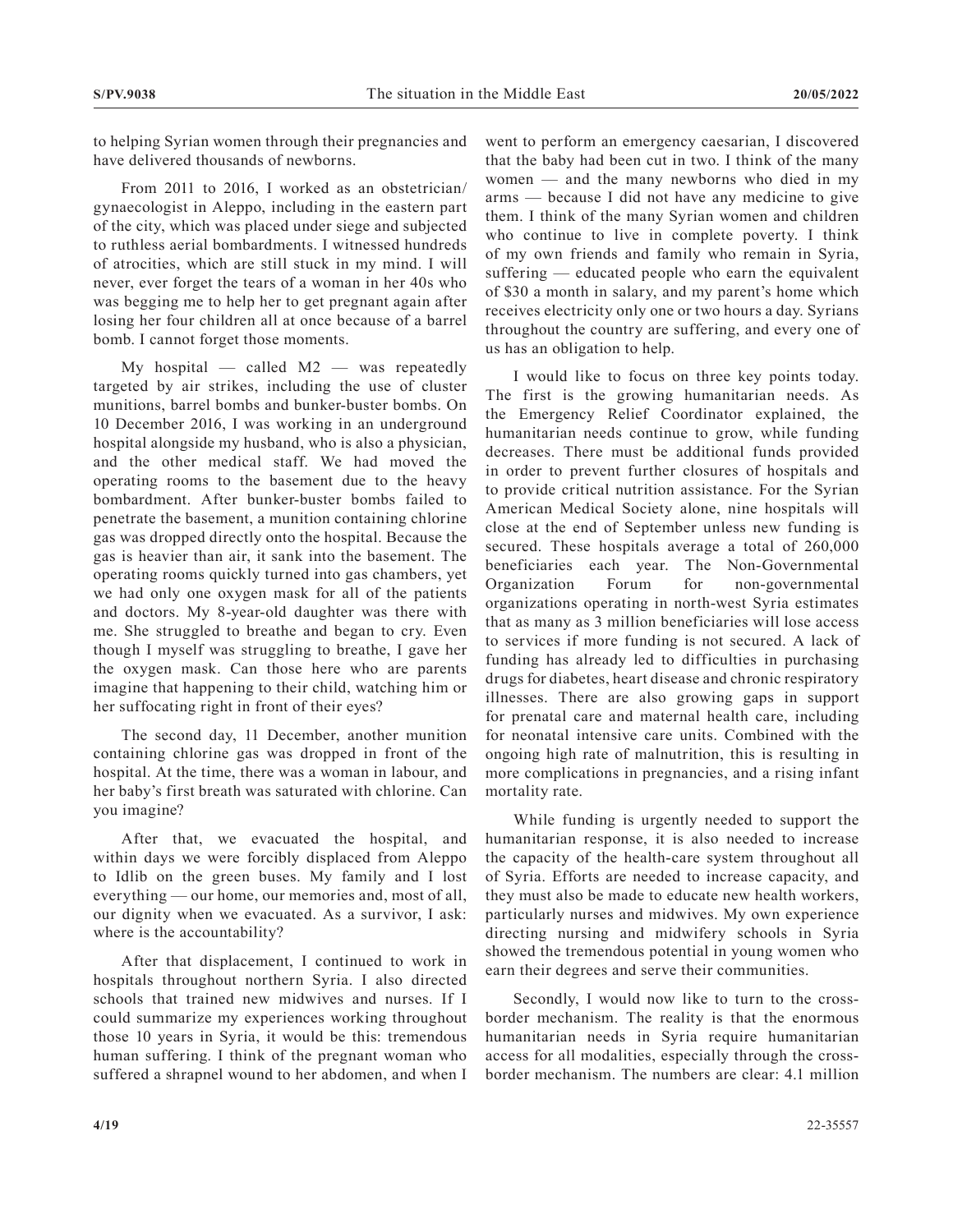to helping Syrian women through their pregnancies and have delivered thousands of newborns.

From 2011 to 2016, I worked as an obstetrician/gynaecologist in Aleppo, including in the eastern part of the city, which was placed under siege and subjected to ruthless aerial bombardments. I witnessed hundreds of atrocities, which are still stuck in my mind. I will never, ever forget the tears of a woman in her 40s who was begging me to help her to get pregnant again after losing her four children all at once because of a barrel bomb. I cannot forget those moments.

My hospital — called M2 — was repeatedly targeted by air strikes, including the use of cluster munitions, barrel bombs and bunker-buster bombs. On 10 December 2016, I was working in an underground hospital alongside my husband, who is also a physician, and the other medical staff. We had moved the operating rooms to the basement due to the heavy bombardment. After bunker-buster bombs failed to penetrate the basement, a munition containing chlorine gas was dropped directly onto the hospital. Because the gas is heavier than air, it sank into the basement. The operating rooms quickly turned into gas chambers, yet we had only one oxygen mask for all of the patients and doctors. My 8-year-old daughter was there with me. She struggled to breathe and began to cry. Even though I myself was struggling to breathe, I gave her the oxygen mask. Can those here who are parents imagine that happening to their child, watching him or her suffocating right in front of their eyes?

The second day, 11 December, another munition containing chlorine gas was dropped in front of the hospital. At the time, there was a woman in labour, and her baby's first breath was saturated with chlorine. Can you imagine?

After that, we evacuated the hospital, and within days we were forcibly displaced from Aleppo to Idlib on the green buses. My family and I lost everything — our home, our memories and, most of all, our dignity when we evacuated. As a survivor, I ask: where is the accountability?

After that displacement, I continued to work in hospitals throughout northern Syria. I also directed schools that trained new midwives and nurses. If I could summarize my experiences working throughout those 10 years in Syria, it would be this: tremendous human suffering. I think of the pregnant woman who suffered a shrapnel wound to her abdomen, and when I went to perform an emergency caesarian, I discovered that the baby had been cut in two. I think of the many women — and the many newborns who died in my arms — because I did not have any medicine to give them. I think of the many Syrian women and children who continue to live in complete poverty. I think of my own friends and family who remain in Syria, suffering — educated people who earn the equivalent of $30 a month in salary, and my parent's home which receives electricity only one or two hours a day. Syrians throughout the country are suffering, and every one of us has an obligation to help.

I would like to focus on three key points today. The first is the growing humanitarian needs. As the Emergency Relief Coordinator explained, the humanitarian needs continue to grow, while funding decreases. There must be additional funds provided in order to prevent further closures of hospitals and to provide critical nutrition assistance. For the Syrian American Medical Society alone, nine hospitals will close at the end of September unless new funding is secured. These hospitals average a total of 260,000 beneficiaries each year. The Non-Governmental Organization Forum for non-governmental organizations operating in north-west Syria estimates that as many as 3 million beneficiaries will lose access to services if more funding is not secured. A lack of funding has already led to difficulties in purchasing drugs for diabetes, heart disease and chronic respiratory illnesses. There are also growing gaps in support for prenatal care and maternal health care, including for neonatal intensive care units. Combined with the ongoing high rate of malnutrition, this is resulting in more complications in pregnancies, and a rising infant mortality rate.

While funding is urgently needed to support the humanitarian response, it is also needed to increase the capacity of the health-care system throughout all of Syria. Efforts are needed to increase capacity, and they must also be made to educate new health workers, particularly nurses and midwives. My own experience directing nursing and midwifery schools in Syria showed the tremendous potential in young women who earn their degrees and serve their communities.

Secondly, I would now like to turn to the cross-border mechanism. The reality is that the enormous humanitarian needs in Syria require humanitarian access for all modalities, especially through the cross-border mechanism. The numbers are clear: 4.1 million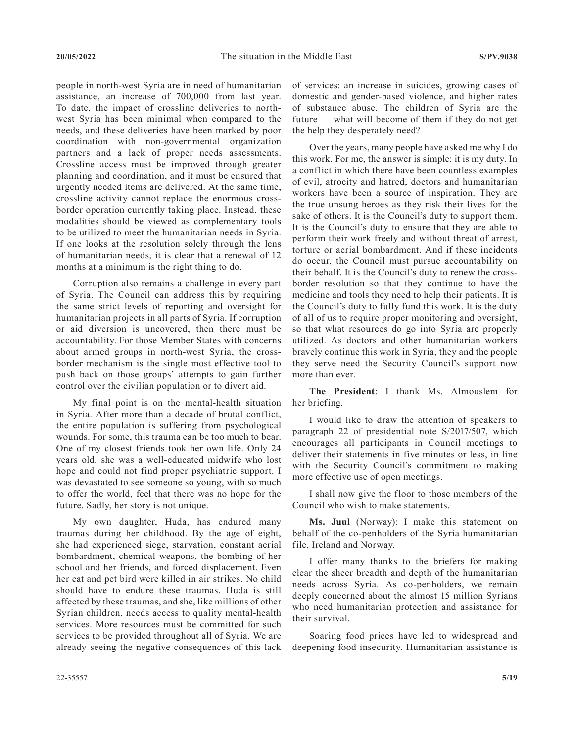people in north-west Syria are in need of humanitarian assistance, an increase of 700,000 from last year. To date, the impact of crossline deliveries to north-west Syria has been minimal when compared to the needs, and these deliveries have been marked by poor coordination with non-governmental organization partners and a lack of proper needs assessments. Crossline access must be improved through greater planning and coordination, and it must be ensured that urgently needed items are delivered. At the same time, crossline activity cannot replace the enormous cross-border operation currently taking place. Instead, these modalities should be viewed as complementary tools to be utilized to meet the humanitarian needs in Syria. If one looks at the resolution solely through the lens of humanitarian needs, it is clear that a renewal of 12 months at a minimum is the right thing to do.

Corruption also remains a challenge in every part of Syria. The Council can address this by requiring the same strict levels of reporting and oversight for humanitarian projects in all parts of Syria. If corruption or aid diversion is uncovered, then there must be accountability. For those Member States with concerns about armed groups in north-west Syria, the cross-border mechanism is the single most effective tool to push back on those groups' attempts to gain further control over the civilian population or to divert aid.

My final point is on the mental-health situation in Syria. After more than a decade of brutal conflict, the entire population is suffering from psychological wounds. For some, this trauma can be too much to bear. One of my closest friends took her own life. Only 24 years old, she was a well-educated midwife who lost hope and could not find proper psychiatric support. I was devastated to see someone so young, with so much to offer the world, feel that there was no hope for the future. Sadly, her story is not unique.

My own daughter, Huda, has endured many traumas during her childhood. By the age of eight, she had experienced siege, starvation, constant aerial bombardment, chemical weapons, the bombing of her school and her friends, and forced displacement. Even her cat and pet bird were killed in air strikes. No child should have to endure these traumas. Huda is still affected by these traumas, and she, like millions of other Syrian children, needs access to quality mental-health services. More resources must be committed for such services to be provided throughout all of Syria. We are already seeing the negative consequences of this lack of services: an increase in suicides, growing cases of domestic and gender-based violence, and higher rates of substance abuse. The children of Syria are the future — what will become of them if they do not get the help they desperately need?

Over the years, many people have asked me why I do this work. For me, the answer is simple: it is my duty. In a conflict in which there have been countless examples of evil, atrocity and hatred, doctors and humanitarian workers have been a source of inspiration. They are the true unsung heroes as they risk their lives for the sake of others. It is the Council's duty to support them. It is the Council's duty to ensure that they are able to perform their work freely and without threat of arrest, torture or aerial bombardment. And if these incidents do occur, the Council must pursue accountability on their behalf. It is the Council's duty to renew the cross-border resolution so that they continue to have the medicine and tools they need to help their patients. It is the Council's duty to fully fund this work. It is the duty of all of us to require proper monitoring and oversight, so that what resources do go into Syria are properly utilized. As doctors and other humanitarian workers bravely continue this work in Syria, they and the people they serve need the Security Council's support now more than ever.

**The President**: I thank Ms. Almouslem for her briefing.

I would like to draw the attention of speakers to paragraph 22 of presidential note S/2017/507, which encourages all participants in Council meetings to deliver their statements in five minutes or less, in line with the Security Council's commitment to making more effective use of open meetings.

I shall now give the floor to those members of the Council who wish to make statements.

**Ms. Juul** (Norway): I make this statement on behalf of the co-penholders of the Syria humanitarian file, Ireland and Norway.

I offer many thanks to the briefers for making clear the sheer breadth and depth of the humanitarian needs across Syria. As co-penholders, we remain deeply concerned about the almost 15 million Syrians who need humanitarian protection and assistance for their survival.

Soaring food prices have led to widespread and deepening food insecurity. Humanitarian assistance is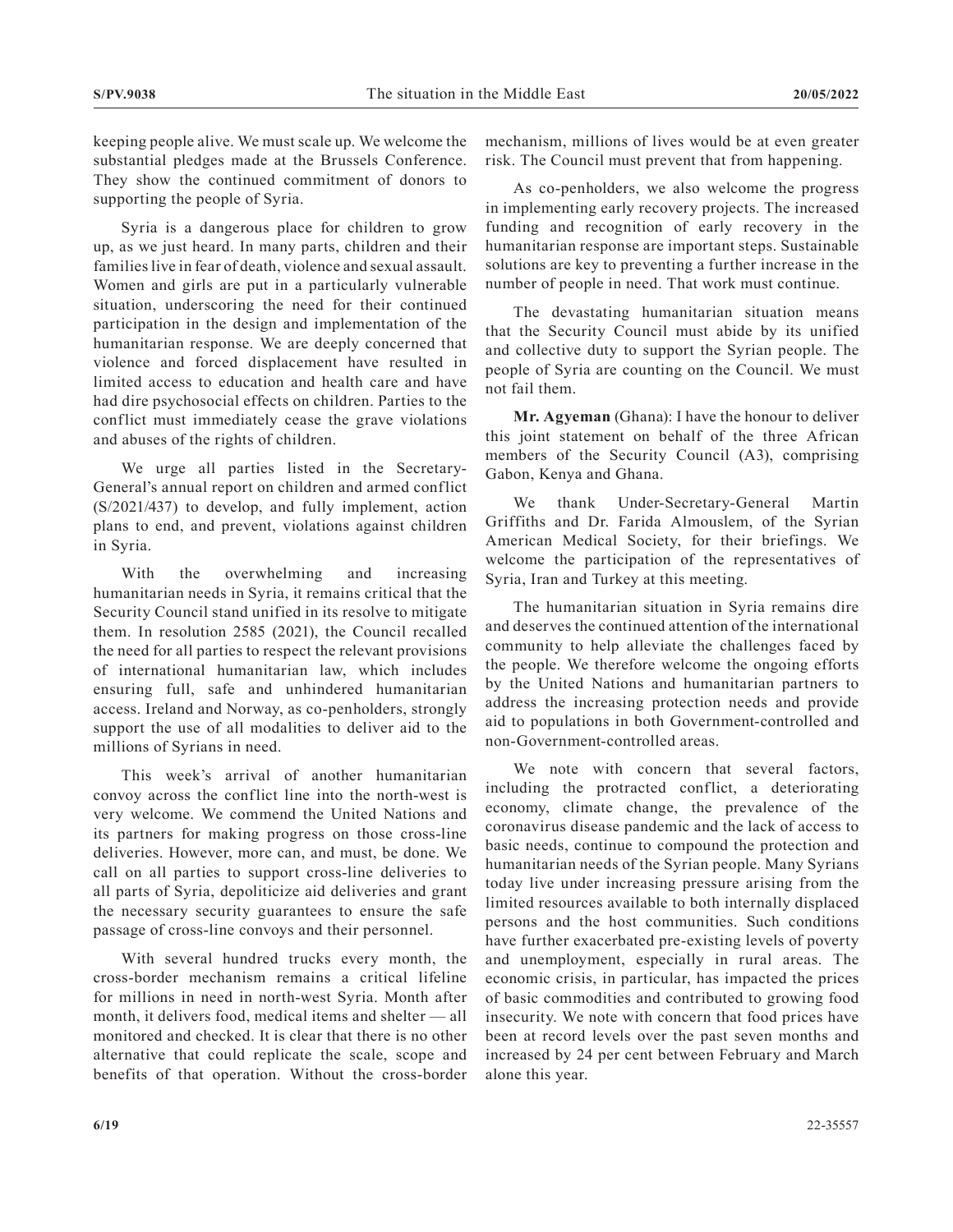keeping people alive. We must scale up. We welcome the substantial pledges made at the Brussels Conference. They show the continued commitment of donors to supporting the people of Syria.

Syria is a dangerous place for children to grow up, as we just heard. In many parts, children and their families live in fear of death, violence and sexual assault. Women and girls are put in a particularly vulnerable situation, underscoring the need for their continued participation in the design and implementation of the humanitarian response. We are deeply concerned that violence and forced displacement have resulted in limited access to education and health care and have had dire psychosocial effects on children. Parties to the conflict must immediately cease the grave violations and abuses of the rights of children.

We urge all parties listed in the Secretary-General's annual report on children and armed conflict (S/2021/437) to develop, and fully implement, action plans to end, and prevent, violations against children in Syria.

With the overwhelming and increasing humanitarian needs in Syria, it remains critical that the Security Council stand unified in its resolve to mitigate them. In resolution 2585 (2021), the Council recalled the need for all parties to respect the relevant provisions of international humanitarian law, which includes ensuring full, safe and unhindered humanitarian access. Ireland and Norway, as co-penholders, strongly support the use of all modalities to deliver aid to the millions of Syrians in need.

This week's arrival of another humanitarian convoy across the conflict line into the north-west is very welcome. We commend the United Nations and its partners for making progress on those cross-line deliveries. However, more can, and must, be done. We call on all parties to support cross-line deliveries to all parts of Syria, depoliticize aid deliveries and grant the necessary security guarantees to ensure the safe passage of cross-line convoys and their personnel.

With several hundred trucks every month, the cross-border mechanism remains a critical lifeline for millions in need in north-west Syria. Month after month, it delivers food, medical items and shelter — all monitored and checked. It is clear that there is no other alternative that could replicate the scale, scope and benefits of that operation. Without the cross-border mechanism, millions of lives would be at even greater risk. The Council must prevent that from happening.

As co-penholders, we also welcome the progress in implementing early recovery projects. The increased funding and recognition of early recovery in the humanitarian response are important steps. Sustainable solutions are key to preventing a further increase in the number of people in need. That work must continue.

The devastating humanitarian situation means that the Security Council must abide by its unified and collective duty to support the Syrian people. The people of Syria are counting on the Council. We must not fail them.

**Mr. Agyeman** (Ghana): I have the honour to deliver this joint statement on behalf of the three African members of the Security Council (A3), comprising Gabon, Kenya and Ghana.

We thank Under-Secretary-General Martin Griffiths and Dr. Farida Almouslem, of the Syrian American Medical Society, for their briefings. We welcome the participation of the representatives of Syria, Iran and Turkey at this meeting.

The humanitarian situation in Syria remains dire and deserves the continued attention of the international community to help alleviate the challenges faced by the people. We therefore welcome the ongoing efforts by the United Nations and humanitarian partners to address the increasing protection needs and provide aid to populations in both Government-controlled and non-Government-controlled areas.

We note with concern that several factors, including the protracted conflict, a deteriorating economy, climate change, the prevalence of the coronavirus disease pandemic and the lack of access to basic needs, continue to compound the protection and humanitarian needs of the Syrian people. Many Syrians today live under increasing pressure arising from the limited resources available to both internally displaced persons and the host communities. Such conditions have further exacerbated pre-existing levels of poverty and unemployment, especially in rural areas. The economic crisis, in particular, has impacted the prices of basic commodities and contributed to growing food insecurity. We note with concern that food prices have been at record levels over the past seven months and increased by 24 per cent between February and March alone this year.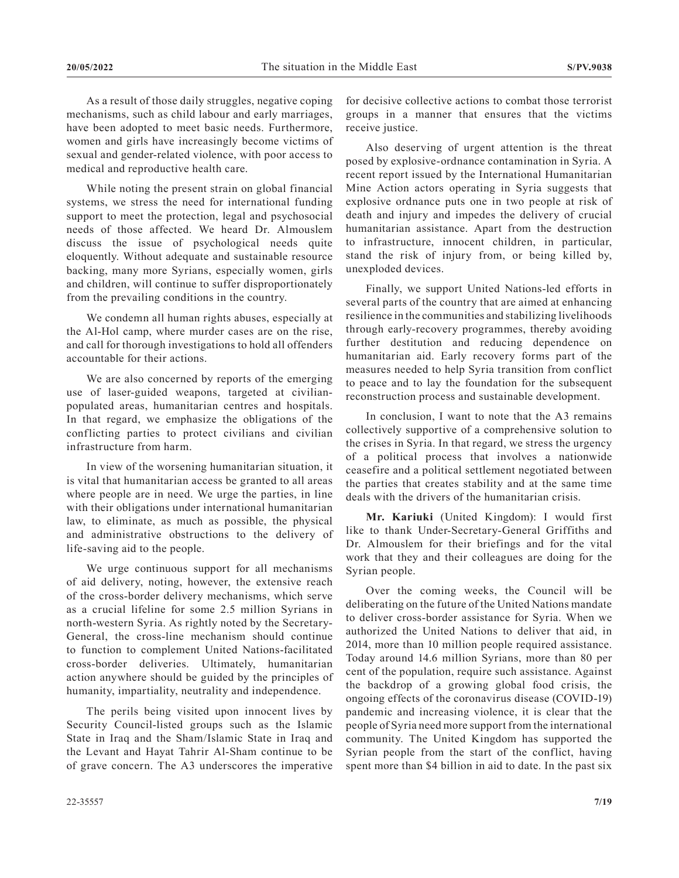As a result of those daily struggles, negative coping mechanisms, such as child labour and early marriages, have been adopted to meet basic needs. Furthermore, women and girls have increasingly become victims of sexual and gender-related violence, with poor access to medical and reproductive health care.

While noting the present strain on global financial systems, we stress the need for international funding support to meet the protection, legal and psychosocial needs of those affected. We heard Dr. Almouslem discuss the issue of psychological needs quite eloquently. Without adequate and sustainable resource backing, many more Syrians, especially women, girls and children, will continue to suffer disproportionately from the prevailing conditions in the country.

We condemn all human rights abuses, especially at the Al-Hol camp, where murder cases are on the rise, and call for thorough investigations to hold all offenders accountable for their actions.

We are also concerned by reports of the emerging use of laser-guided weapons, targeted at civilian-populated areas, humanitarian centres and hospitals. In that regard, we emphasize the obligations of the conflicting parties to protect civilians and civilian infrastructure from harm.

In view of the worsening humanitarian situation, it is vital that humanitarian access be granted to all areas where people are in need. We urge the parties, in line with their obligations under international humanitarian law, to eliminate, as much as possible, the physical and administrative obstructions to the delivery of life-saving aid to the people.

We urge continuous support for all mechanisms of aid delivery, noting, however, the extensive reach of the cross-border delivery mechanisms, which serve as a crucial lifeline for some 2.5 million Syrians in north-western Syria. As rightly noted by the Secretary-General, the cross-line mechanism should continue to function to complement United Nations-facilitated cross-border deliveries. Ultimately, humanitarian action anywhere should be guided by the principles of humanity, impartiality, neutrality and independence.

The perils being visited upon innocent lives by Security Council-listed groups such as the Islamic State in Iraq and the Sham/Islamic State in Iraq and the Levant and Hayat Tahrir Al-Sham continue to be of grave concern. The A3 underscores the imperative for decisive collective actions to combat those terrorist groups in a manner that ensures that the victims receive justice.

Also deserving of urgent attention is the threat posed by explosive-ordnance contamination in Syria. A recent report issued by the International Humanitarian Mine Action actors operating in Syria suggests that explosive ordnance puts one in two people at risk of death and injury and impedes the delivery of crucial humanitarian assistance. Apart from the destruction to infrastructure, innocent children, in particular, stand the risk of injury from, or being killed by, unexploded devices.

Finally, we support United Nations-led efforts in several parts of the country that are aimed at enhancing resilience in the communities and stabilizing livelihoods through early-recovery programmes, thereby avoiding further destitution and reducing dependence on humanitarian aid. Early recovery forms part of the measures needed to help Syria transition from conflict to peace and to lay the foundation for the subsequent reconstruction process and sustainable development.

In conclusion, I want to note that the A3 remains collectively supportive of a comprehensive solution to the crises in Syria. In that regard, we stress the urgency of a political process that involves a nationwide ceasefire and a political settlement negotiated between the parties that creates stability and at the same time deals with the drivers of the humanitarian crisis.

**Mr. Kariuki** (United Kingdom): I would first like to thank Under-Secretary-General Griffiths and Dr. Almouslem for their briefings and for the vital work that they and their colleagues are doing for the Syrian people.

Over the coming weeks, the Council will be deliberating on the future of the United Nations mandate to deliver cross-border assistance for Syria. When we authorized the United Nations to deliver that aid, in 2014, more than 10 million people required assistance. Today around 14.6 million Syrians, more than 80 per cent of the population, require such assistance. Against the backdrop of a growing global food crisis, the ongoing effects of the coronavirus disease (COVID-19) pandemic and increasing violence, it is clear that the people of Syria need more support from the international community. The United Kingdom has supported the Syrian people from the start of the conflict, having spent more than $4 billion in aid to date. In the past six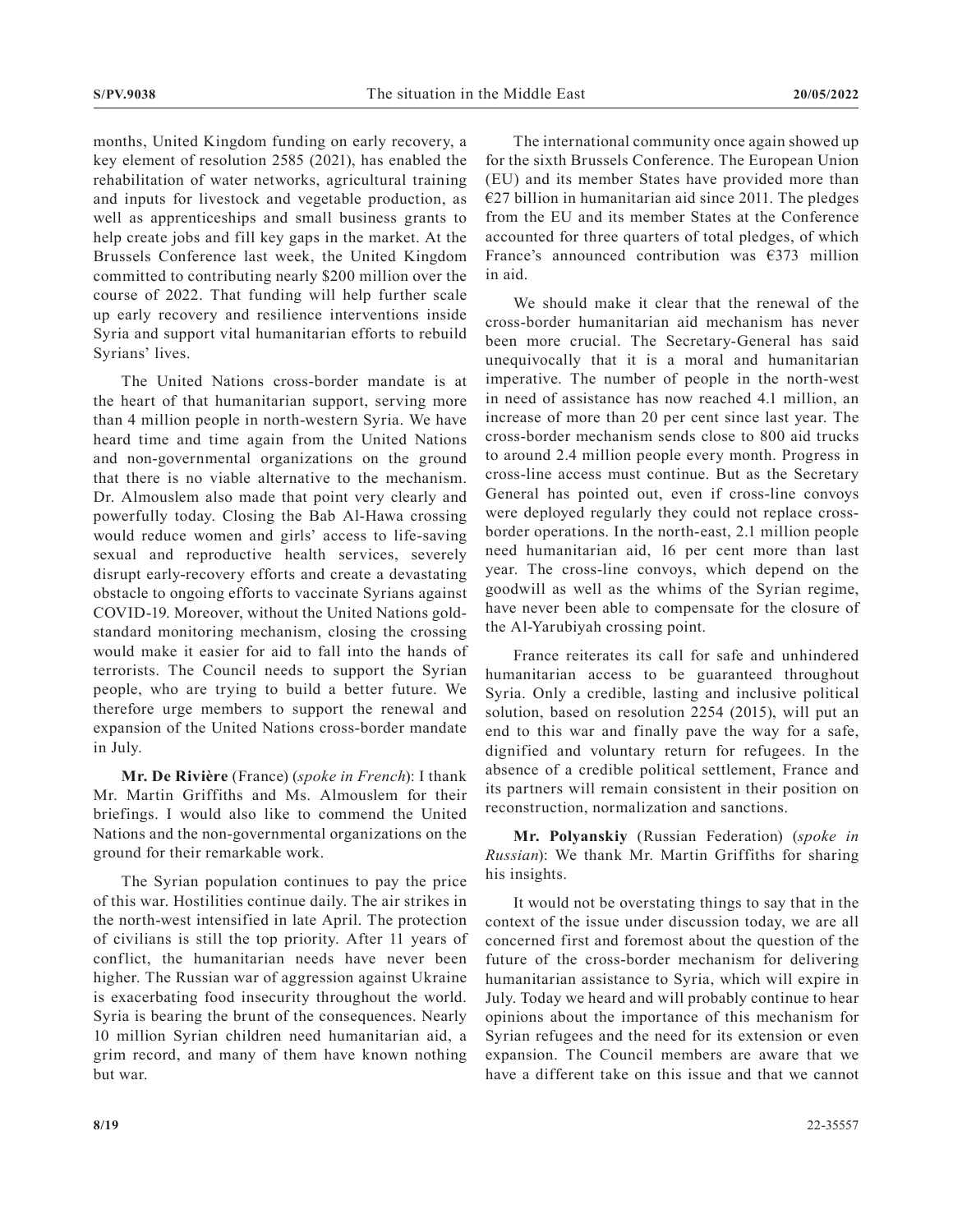months, United Kingdom funding on early recovery, a key element of resolution 2585 (2021), has enabled the rehabilitation of water networks, agricultural training and inputs for livestock and vegetable production, as well as apprenticeships and small business grants to help create jobs and fill key gaps in the market. At the Brussels Conference last week, the United Kingdom committed to contributing nearly $200 million over the course of 2022. That funding will help further scale up early recovery and resilience interventions inside Syria and support vital humanitarian efforts to rebuild Syrians' lives.

The United Nations cross-border mandate is at the heart of that humanitarian support, serving more than 4 million people in north-western Syria. We have heard time and time again from the United Nations and non-governmental organizations on the ground that there is no viable alternative to the mechanism. Dr. Almouslem also made that point very clearly and powerfully today. Closing the Bab Al-Hawa crossing would reduce women and girls' access to life-saving sexual and reproductive health services, severely disrupt early-recovery efforts and create a devastating obstacle to ongoing efforts to vaccinate Syrians against COVID-19. Moreover, without the United Nations gold-standard monitoring mechanism, closing the crossing would make it easier for aid to fall into the hands of terrorists. The Council needs to support the Syrian people, who are trying to build a better future. We therefore urge members to support the renewal and expansion of the United Nations cross-border mandate in July.

**Mr. De Rivière** (France) (*spoke in French*): I thank Mr. Martin Griffiths and Ms. Almouslem for their briefings. I would also like to commend the United Nations and the non-governmental organizations on the ground for their remarkable work.

The Syrian population continues to pay the price of this war. Hostilities continue daily. The air strikes in the north-west intensified in late April. The protection of civilians is still the top priority. After 11 years of conflict, the humanitarian needs have never been higher. The Russian war of aggression against Ukraine is exacerbating food insecurity throughout the world. Syria is bearing the brunt of the consequences. Nearly 10 million Syrian children need humanitarian aid, a grim record, and many of them have known nothing but war.

The international community once again showed up for the sixth Brussels Conference. The European Union (EU) and its member States have provided more than €27 billion in humanitarian aid since 2011. The pledges from the EU and its member States at the Conference accounted for three quarters of total pledges, of which France's announced contribution was €373 million in aid.

We should make it clear that the renewal of the cross-border humanitarian aid mechanism has never been more crucial. The Secretary-General has said unequivocally that it is a moral and humanitarian imperative. The number of people in the north-west in need of assistance has now reached 4.1 million, an increase of more than 20 per cent since last year. The cross-border mechanism sends close to 800 aid trucks to around 2.4 million people every month. Progress in cross-line access must continue. But as the Secretary General has pointed out, even if cross-line convoys were deployed regularly they could not replace cross-border operations. In the north-east, 2.1 million people need humanitarian aid, 16 per cent more than last year. The cross-line convoys, which depend on the goodwill as well as the whims of the Syrian regime, have never been able to compensate for the closure of the Al-Yarubiyah crossing point.

France reiterates its call for safe and unhindered humanitarian access to be guaranteed throughout Syria. Only a credible, lasting and inclusive political solution, based on resolution 2254 (2015), will put an end to this war and finally pave the way for a safe, dignified and voluntary return for refugees. In the absence of a credible political settlement, France and its partners will remain consistent in their position on reconstruction, normalization and sanctions.

**Mr. Polyanskiy** (Russian Federation) (*spoke in Russian*): We thank Mr. Martin Griffiths for sharing his insights.

It would not be overstating things to say that in the context of the issue under discussion today, we are all concerned first and foremost about the question of the future of the cross-border mechanism for delivering humanitarian assistance to Syria, which will expire in July. Today we heard and will probably continue to hear opinions about the importance of this mechanism for Syrian refugees and the need for its extension or even expansion. The Council members are aware that we have a different take on this issue and that we cannot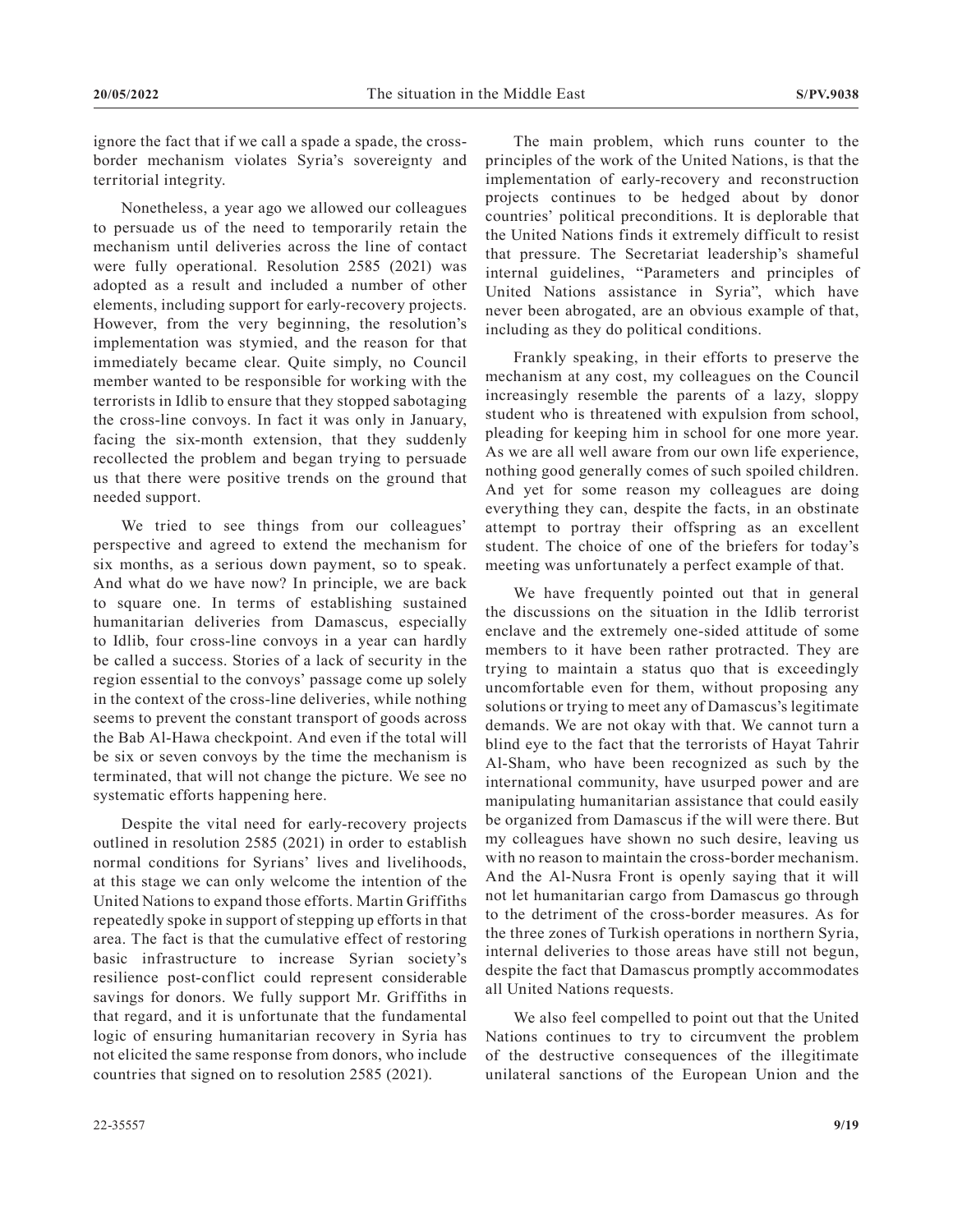ignore the fact that if we call a spade a spade, the cross-border mechanism violates Syria's sovereignty and territorial integrity.

Nonetheless, a year ago we allowed our colleagues to persuade us of the need to temporarily retain the mechanism until deliveries across the line of contact were fully operational. Resolution 2585 (2021) was adopted as a result and included a number of other elements, including support for early-recovery projects. However, from the very beginning, the resolution's implementation was stymied, and the reason for that immediately became clear. Quite simply, no Council member wanted to be responsible for working with the terrorists in Idlib to ensure that they stopped sabotaging the cross-line convoys. In fact it was only in January, facing the six-month extension, that they suddenly recollected the problem and began trying to persuade us that there were positive trends on the ground that needed support.

We tried to see things from our colleagues' perspective and agreed to extend the mechanism for six months, as a serious down payment, so to speak. And what do we have now? In principle, we are back to square one. In terms of establishing sustained humanitarian deliveries from Damascus, especially to Idlib, four cross-line convoys in a year can hardly be called a success. Stories of a lack of security in the region essential to the convoys' passage come up solely in the context of the cross-line deliveries, while nothing seems to prevent the constant transport of goods across the Bab Al-Hawa checkpoint. And even if the total will be six or seven convoys by the time the mechanism is terminated, that will not change the picture. We see no systematic efforts happening here.

Despite the vital need for early-recovery projects outlined in resolution 2585 (2021) in order to establish normal conditions for Syrians' lives and livelihoods, at this stage we can only welcome the intention of the United Nations to expand those efforts. Martin Griffiths repeatedly spoke in support of stepping up efforts in that area. The fact is that the cumulative effect of restoring basic infrastructure to increase Syrian society's resilience post-conflict could represent considerable savings for donors. We fully support Mr. Griffiths in that regard, and it is unfortunate that the fundamental logic of ensuring humanitarian recovery in Syria has not elicited the same response from donors, who include countries that signed on to resolution 2585 (2021).

The main problem, which runs counter to the principles of the work of the United Nations, is that the implementation of early-recovery and reconstruction projects continues to be hedged about by donor countries' political preconditions. It is deplorable that the United Nations finds it extremely difficult to resist that pressure. The Secretariat leadership's shameful internal guidelines, "Parameters and principles of United Nations assistance in Syria", which have never been abrogated, are an obvious example of that, including as they do political conditions.

Frankly speaking, in their efforts to preserve the mechanism at any cost, my colleagues on the Council increasingly resemble the parents of a lazy, sloppy student who is threatened with expulsion from school, pleading for keeping him in school for one more year. As we are all well aware from our own life experience, nothing good generally comes of such spoiled children. And yet for some reason my colleagues are doing everything they can, despite the facts, in an obstinate attempt to portray their offspring as an excellent student. The choice of one of the briefers for today's meeting was unfortunately a perfect example of that.

We have frequently pointed out that in general the discussions on the situation in the Idlib terrorist enclave and the extremely one-sided attitude of some members to it have been rather protracted. They are trying to maintain a status quo that is exceedingly uncomfortable even for them, without proposing any solutions or trying to meet any of Damascus's legitimate demands. We are not okay with that. We cannot turn a blind eye to the fact that the terrorists of Hayat Tahrir Al-Sham, who have been recognized as such by the international community, have usurped power and are manipulating humanitarian assistance that could easily be organized from Damascus if the will were there. But my colleagues have shown no such desire, leaving us with no reason to maintain the cross-border mechanism. And the Al-Nusra Front is openly saying that it will not let humanitarian cargo from Damascus go through to the detriment of the cross-border measures. As for the three zones of Turkish operations in northern Syria, internal deliveries to those areas have still not begun, despite the fact that Damascus promptly accommodates all United Nations requests.

We also feel compelled to point out that the United Nations continues to try to circumvent the problem of the destructive consequences of the illegitimate unilateral sanctions of the European Union and the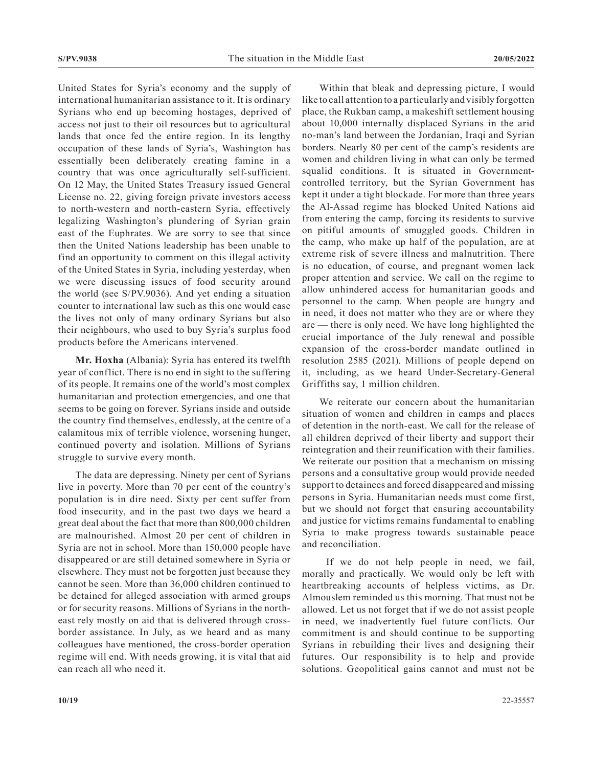United States for Syria's economy and the supply of international humanitarian assistance to it. It is ordinary Syrians who end up becoming hostages, deprived of access not just to their oil resources but to agricultural lands that once fed the entire region. In its lengthy occupation of these lands of Syria's, Washington has essentially been deliberately creating famine in a country that was once agriculturally self-sufficient. On 12 May, the United States Treasury issued General License no. 22, giving foreign private investors access to north-western and north-eastern Syria, effectively legalizing Washington's plundering of Syrian grain east of the Euphrates. We are sorry to see that since then the United Nations leadership has been unable to find an opportunity to comment on this illegal activity of the United States in Syria, including yesterday, when we were discussing issues of food security around the world (see S/PV.9036). And yet ending a situation counter to international law such as this one would ease the lives not only of many ordinary Syrians but also their neighbours, who used to buy Syria's surplus food products before the Americans intervened.

**Mr. Hoxha** (Albania): Syria has entered its twelfth year of conflict. There is no end in sight to the suffering of its people. It remains one of the world's most complex humanitarian and protection emergencies, and one that seems to be going on forever. Syrians inside and outside the country find themselves, endlessly, at the centre of a calamitous mix of terrible violence, worsening hunger, continued poverty and isolation. Millions of Syrians struggle to survive every month.

The data are depressing. Ninety per cent of Syrians live in poverty. More than 70 per cent of the country's population is in dire need. Sixty per cent suffer from food insecurity, and in the past two days we heard a great deal about the fact that more than 800,000 children are malnourished. Almost 20 per cent of children in Syria are not in school. More than 150,000 people have disappeared or are still detained somewhere in Syria or elsewhere. They must not be forgotten just because they cannot be seen. More than 36,000 children continued to be detained for alleged association with armed groups or for security reasons. Millions of Syrians in the north-east rely mostly on aid that is delivered through cross-border assistance. In July, as we heard and as many colleagues have mentioned, the cross-border operation regime will end. With needs growing, it is vital that aid can reach all who need it.

Within that bleak and depressing picture, I would like to call attention to a particularly and visibly forgotten place, the Rukban camp, a makeshift settlement housing about 10,000 internally displaced Syrians in the arid no-man's land between the Jordanian, Iraqi and Syrian borders. Nearly 80 per cent of the camp's residents are women and children living in what can only be termed squalid conditions. It is situated in Government-controlled territory, but the Syrian Government has kept it under a tight blockade. For more than three years the Al-Assad regime has blocked United Nations aid from entering the camp, forcing its residents to survive on pitiful amounts of smuggled goods. Children in the camp, who make up half of the population, are at extreme risk of severe illness and malnutrition. There is no education, of course, and pregnant women lack proper attention and service. We call on the regime to allow unhindered access for humanitarian goods and personnel to the camp. When people are hungry and in need, it does not matter who they are or where they are — there is only need. We have long highlighted the crucial importance of the July renewal and possible expansion of the cross-border mandate outlined in resolution 2585 (2021). Millions of people depend on it, including, as we heard Under-Secretary-General Griffiths say, 1 million children.

We reiterate our concern about the humanitarian situation of women and children in camps and places of detention in the north-east. We call for the release of all children deprived of their liberty and support their reintegration and their reunification with their families. We reiterate our position that a mechanism on missing persons and a consultative group would provide needed support to detainees and forced disappeared and missing persons in Syria. Humanitarian needs must come first, but we should not forget that ensuring accountability and justice for victims remains fundamental to enabling Syria to make progress towards sustainable peace and reconciliation.

If we do not help people in need, we fail, morally and practically. We would only be left with heartbreaking accounts of helpless victims, as Dr. Almouslem reminded us this morning. That must not be allowed. Let us not forget that if we do not assist people in need, we inadvertently fuel future conflicts. Our commitment is and should continue to be supporting Syrians in rebuilding their lives and designing their futures. Our responsibility is to help and provide solutions. Geopolitical gains cannot and must not be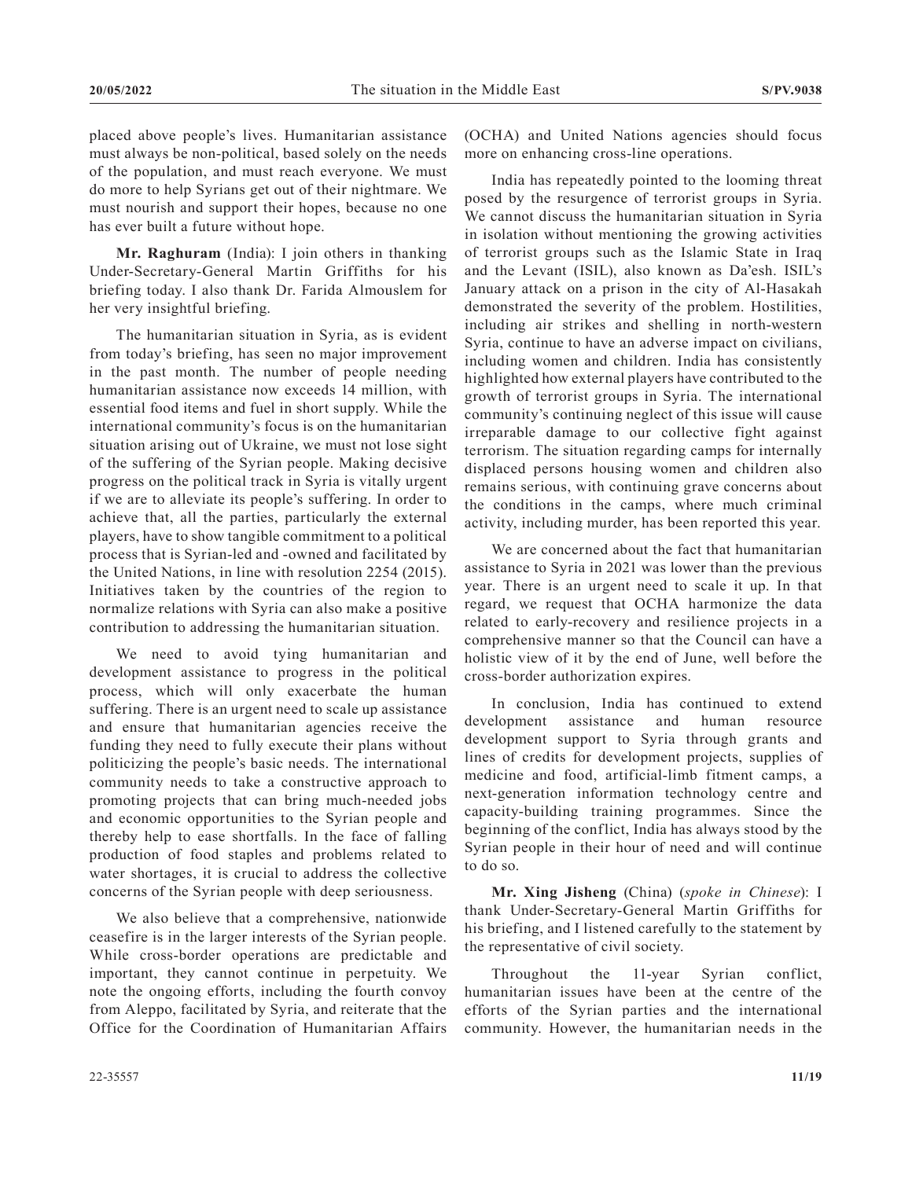placed above people's lives. Humanitarian assistance must always be non-political, based solely on the needs of the population, and must reach everyone. We must do more to help Syrians get out of their nightmare. We must nourish and support their hopes, because no one has ever built a future without hope.

**Mr. Raghuram** (India): I join others in thanking Under-Secretary-General Martin Griffiths for his briefing today. I also thank Dr. Farida Almouslem for her very insightful briefing.

The humanitarian situation in Syria, as is evident from today's briefing, has seen no major improvement in the past month. The number of people needing humanitarian assistance now exceeds 14 million, with essential food items and fuel in short supply. While the international community's focus is on the humanitarian situation arising out of Ukraine, we must not lose sight of the suffering of the Syrian people. Making decisive progress on the political track in Syria is vitally urgent if we are to alleviate its people's suffering. In order to achieve that, all the parties, particularly the external players, have to show tangible commitment to a political process that is Syrian-led and -owned and facilitated by the United Nations, in line with resolution 2254 (2015). Initiatives taken by the countries of the region to normalize relations with Syria can also make a positive contribution to addressing the humanitarian situation.

We need to avoid tying humanitarian and development assistance to progress in the political process, which will only exacerbate the human suffering. There is an urgent need to scale up assistance and ensure that humanitarian agencies receive the funding they need to fully execute their plans without politicizing the people's basic needs. The international community needs to take a constructive approach to promoting projects that can bring much-needed jobs and economic opportunities to the Syrian people and thereby help to ease shortfalls. In the face of falling production of food staples and problems related to water shortages, it is crucial to address the collective concerns of the Syrian people with deep seriousness.

We also believe that a comprehensive, nationwide ceasefire is in the larger interests of the Syrian people. While cross-border operations are predictable and important, they cannot continue in perpetuity. We note the ongoing efforts, including the fourth convoy from Aleppo, facilitated by Syria, and reiterate that the Office for the Coordination of Humanitarian Affairs (OCHA) and United Nations agencies should focus more on enhancing cross-line operations.

India has repeatedly pointed to the looming threat posed by the resurgence of terrorist groups in Syria. We cannot discuss the humanitarian situation in Syria in isolation without mentioning the growing activities of terrorist groups such as the Islamic State in Iraq and the Levant (ISIL), also known as Da'esh. ISIL's January attack on a prison in the city of Al-Hasakah demonstrated the severity of the problem. Hostilities, including air strikes and shelling in north-western Syria, continue to have an adverse impact on civilians, including women and children. India has consistently highlighted how external players have contributed to the growth of terrorist groups in Syria. The international community's continuing neglect of this issue will cause irreparable damage to our collective fight against terrorism. The situation regarding camps for internally displaced persons housing women and children also remains serious, with continuing grave concerns about the conditions in the camps, where much criminal activity, including murder, has been reported this year.

We are concerned about the fact that humanitarian assistance to Syria in 2021 was lower than the previous year. There is an urgent need to scale it up. In that regard, we request that OCHA harmonize the data related to early-recovery and resilience projects in a comprehensive manner so that the Council can have a holistic view of it by the end of June, well before the cross-border authorization expires.

In conclusion, India has continued to extend development assistance and human resource development support to Syria through grants and lines of credits for development projects, supplies of medicine and food, artificial-limb fitment camps, a next-generation information technology centre and capacity-building training programmes. Since the beginning of the conflict, India has always stood by the Syrian people in their hour of need and will continue to do so.

**Mr. Xing Jisheng** (China) (*spoke in Chinese*): I thank Under-Secretary-General Martin Griffiths for his briefing, and I listened carefully to the statement by the representative of civil society.

Throughout the 11-year Syrian conflict, humanitarian issues have been at the centre of the efforts of the Syrian parties and the international community. However, the humanitarian needs in the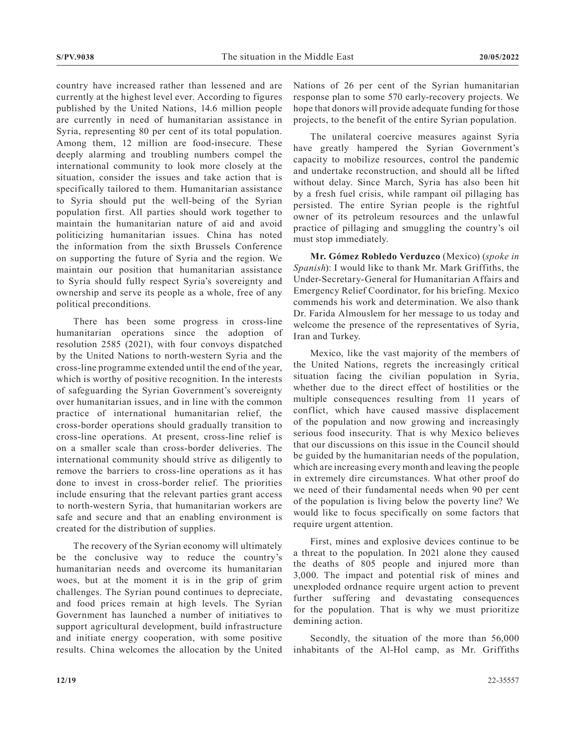country have increased rather than lessened and are currently at the highest level ever. According to figures published by the United Nations, 14.6 million people are currently in need of humanitarian assistance in Syria, representing 80 per cent of its total population. Among them, 12 million are food-insecure. These deeply alarming and troubling numbers compel the international community to look more closely at the situation, consider the issues and take action that is specifically tailored to them. Humanitarian assistance to Syria should put the well-being of the Syrian population first. All parties should work together to maintain the humanitarian nature of aid and avoid politicizing humanitarian issues. China has noted the information from the sixth Brussels Conference on supporting the future of Syria and the region. We maintain our position that humanitarian assistance to Syria should fully respect Syria's sovereignty and ownership and serve its people as a whole, free of any political preconditions.

There has been some progress in cross-line humanitarian operations since the adoption of resolution 2585 (2021), with four convoys dispatched by the United Nations to north-western Syria and the cross-line programme extended until the end of the year, which is worthy of positive recognition. In the interests of safeguarding the Syrian Government's sovereignty over humanitarian issues, and in line with the common practice of international humanitarian relief, the cross-border operations should gradually transition to cross-line operations. At present, cross-line relief is on a smaller scale than cross-border deliveries. The international community should strive as diligently to remove the barriers to cross-line operations as it has done to invest in cross-border relief. The priorities include ensuring that the relevant parties grant access to north-western Syria, that humanitarian workers are safe and secure and that an enabling environment is created for the distribution of supplies.

The recovery of the Syrian economy will ultimately be the conclusive way to reduce the country's humanitarian needs and overcome its humanitarian woes, but at the moment it is in the grip of grim challenges. The Syrian pound continues to depreciate, and food prices remain at high levels. The Syrian Government has launched a number of initiatives to support agricultural development, build infrastructure and initiate energy cooperation, with some positive results. China welcomes the allocation by the United Nations of 26 per cent of the Syrian humanitarian response plan to some 570 early-recovery projects. We hope that donors will provide adequate funding for those projects, to the benefit of the entire Syrian population.

The unilateral coercive measures against Syria have greatly hampered the Syrian Government's capacity to mobilize resources, control the pandemic and undertake reconstruction, and should all be lifted without delay. Since March, Syria has also been hit by a fresh fuel crisis, while rampant oil pillaging has persisted. The entire Syrian people is the rightful owner of its petroleum resources and the unlawful practice of pillaging and smuggling the country's oil must stop immediately.

**Mr. Gómez Robledo Verduzco** (Mexico) (*spoke in Spanish*): I would like to thank Mr. Mark Griffiths, the Under-Secretary-General for Humanitarian Affairs and Emergency Relief Coordinator, for his briefing. Mexico commends his work and determination. We also thank Dr. Farida Almouslem for her message to us today and welcome the presence of the representatives of Syria, Iran and Turkey.

Mexico, like the vast majority of the members of the United Nations, regrets the increasingly critical situation facing the civilian population in Syria, whether due to the direct effect of hostilities or the multiple consequences resulting from 11 years of conflict, which have caused massive displacement of the population and now growing and increasingly serious food insecurity. That is why Mexico believes that our discussions on this issue in the Council should be guided by the humanitarian needs of the population, which are increasing every month and leaving the people in extremely dire circumstances. What other proof do we need of their fundamental needs when 90 per cent of the population is living below the poverty line? We would like to focus specifically on some factors that require urgent attention.

First, mines and explosive devices continue to be a threat to the population. In 2021 alone they caused the deaths of 805 people and injured more than 3,000. The impact and potential risk of mines and unexploded ordnance require urgent action to prevent further suffering and devastating consequences for the population. That is why we must prioritize demining action.

Secondly, the situation of the more than 56,000 inhabitants of the Al-Hol camp, as Mr. Griffiths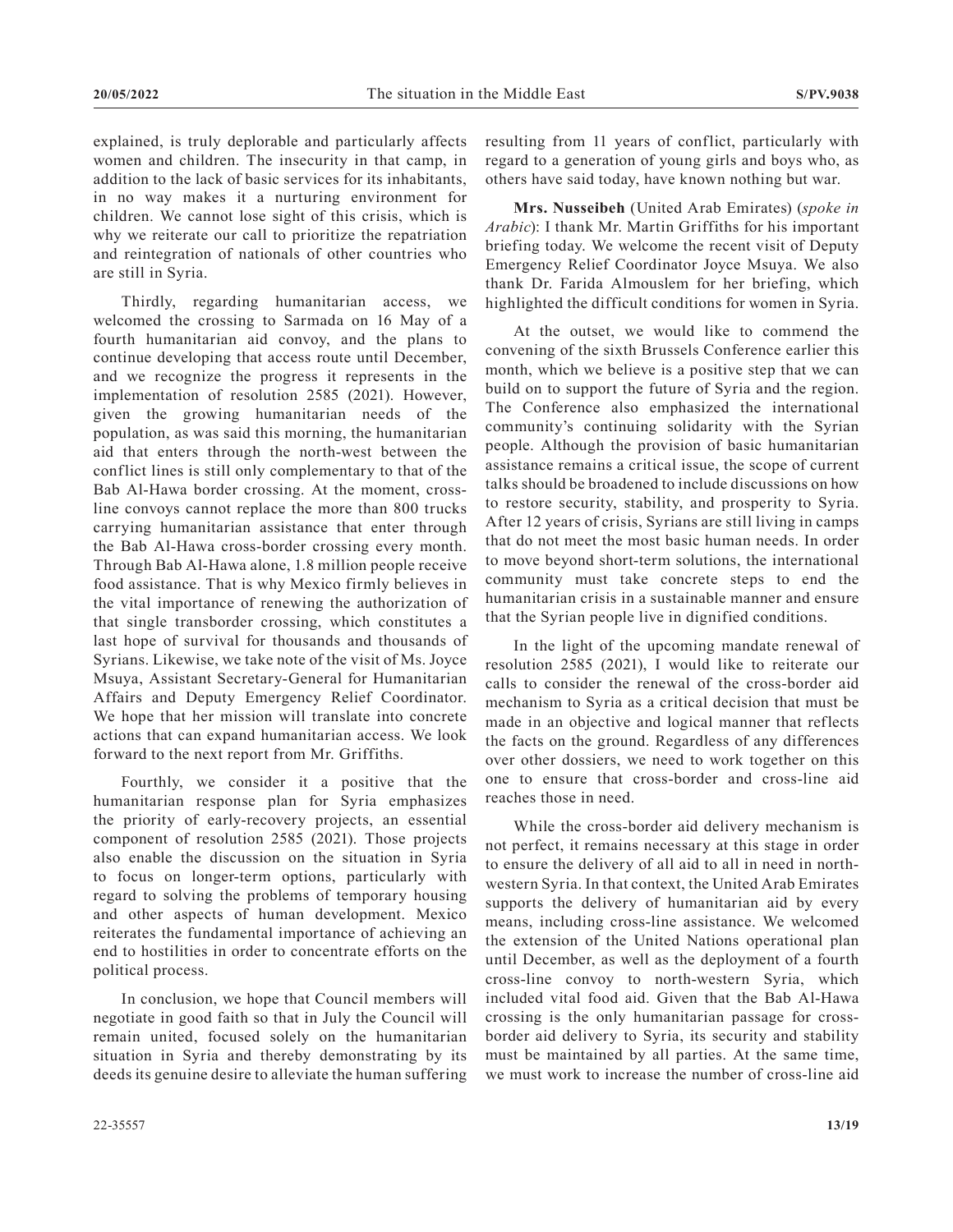explained, is truly deplorable and particularly affects women and children. The insecurity in that camp, in addition to the lack of basic services for its inhabitants, in no way makes it a nurturing environment for children. We cannot lose sight of this crisis, which is why we reiterate our call to prioritize the repatriation and reintegration of nationals of other countries who are still in Syria.

Thirdly, regarding humanitarian access, we welcomed the crossing to Sarmada on 16 May of a fourth humanitarian aid convoy, and the plans to continue developing that access route until December, and we recognize the progress it represents in the implementation of resolution 2585 (2021). However, given the growing humanitarian needs of the population, as was said this morning, the humanitarian aid that enters through the north-west between the conflict lines is still only complementary to that of the Bab Al-Hawa border crossing. At the moment, cross-line convoys cannot replace the more than 800 trucks carrying humanitarian assistance that enter through the Bab Al-Hawa cross-border crossing every month. Through Bab Al-Hawa alone, 1.8 million people receive food assistance. That is why Mexico firmly believes in the vital importance of renewing the authorization of that single transborder crossing, which constitutes a last hope of survival for thousands and thousands of Syrians. Likewise, we take note of the visit of Ms. Joyce Msuya, Assistant Secretary-General for Humanitarian Affairs and Deputy Emergency Relief Coordinator. We hope that her mission will translate into concrete actions that can expand humanitarian access. We look forward to the next report from Mr. Griffiths.

Fourthly, we consider it a positive that the humanitarian response plan for Syria emphasizes the priority of early-recovery projects, an essential component of resolution 2585 (2021). Those projects also enable the discussion on the situation in Syria to focus on longer-term options, particularly with regard to solving the problems of temporary housing and other aspects of human development. Mexico reiterates the fundamental importance of achieving an end to hostilities in order to concentrate efforts on the political process.

In conclusion, we hope that Council members will negotiate in good faith so that in July the Council will remain united, focused solely on the humanitarian situation in Syria and thereby demonstrating by its deeds its genuine desire to alleviate the human suffering resulting from 11 years of conflict, particularly with regard to a generation of young girls and boys who, as others have said today, have known nothing but war.

**Mrs. Nusseibeh** (United Arab Emirates) (*spoke in Arabic*): I thank Mr. Martin Griffiths for his important briefing today. We welcome the recent visit of Deputy Emergency Relief Coordinator Joyce Msuya. We also thank Dr. Farida Almouslem for her briefing, which highlighted the difficult conditions for women in Syria.

At the outset, we would like to commend the convening of the sixth Brussels Conference earlier this month, which we believe is a positive step that we can build on to support the future of Syria and the region. The Conference also emphasized the international community's continuing solidarity with the Syrian people. Although the provision of basic humanitarian assistance remains a critical issue, the scope of current talks should be broadened to include discussions on how to restore security, stability, and prosperity to Syria. After 12 years of crisis, Syrians are still living in camps that do not meet the most basic human needs. In order to move beyond short-term solutions, the international community must take concrete steps to end the humanitarian crisis in a sustainable manner and ensure that the Syrian people live in dignified conditions.

In the light of the upcoming mandate renewal of resolution 2585 (2021), I would like to reiterate our calls to consider the renewal of the cross-border aid mechanism to Syria as a critical decision that must be made in an objective and logical manner that reflects the facts on the ground. Regardless of any differences over other dossiers, we need to work together on this one to ensure that cross-border and cross-line aid reaches those in need.

While the cross-border aid delivery mechanism is not perfect, it remains necessary at this stage in order to ensure the delivery of all aid to all in need in north-western Syria. In that context, the United Arab Emirates supports the delivery of humanitarian aid by every means, including cross-line assistance. We welcomed the extension of the United Nations operational plan until December, as well as the deployment of a fourth cross-line convoy to north-western Syria, which included vital food aid. Given that the Bab Al-Hawa crossing is the only humanitarian passage for cross-border aid delivery to Syria, its security and stability must be maintained by all parties. At the same time, we must work to increase the number of cross-line aid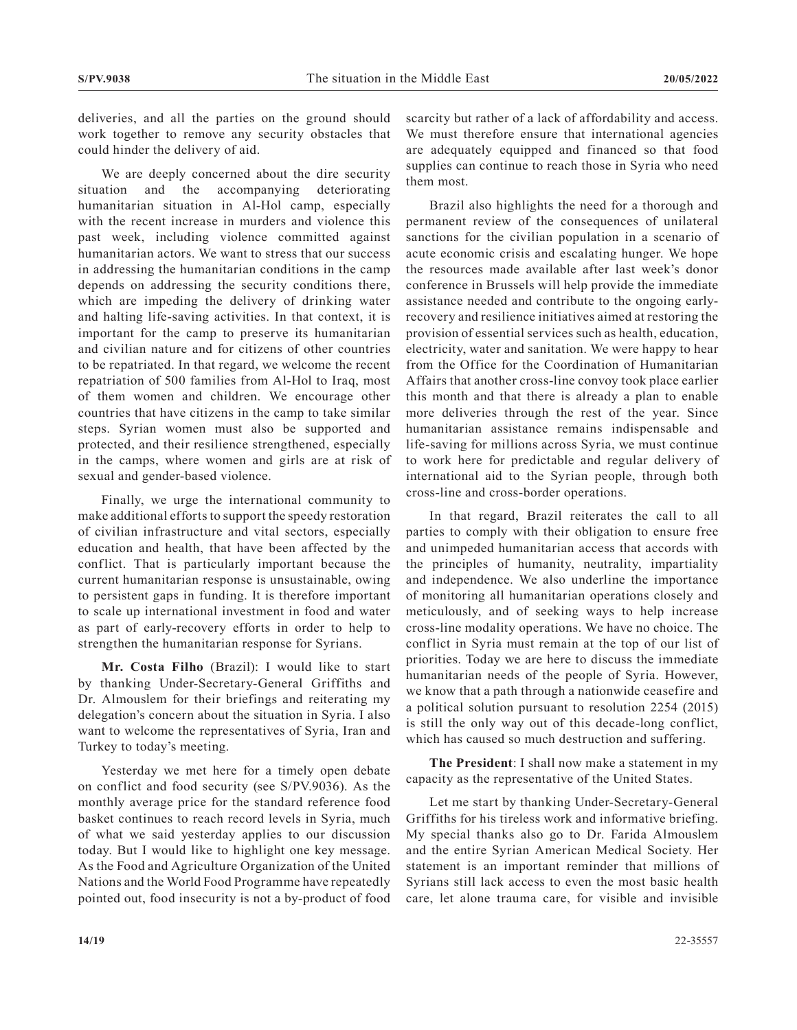deliveries, and all the parties on the ground should work together to remove any security obstacles that could hinder the delivery of aid.

We are deeply concerned about the dire security situation and the accompanying deteriorating humanitarian situation in Al-Hol camp, especially with the recent increase in murders and violence this past week, including violence committed against humanitarian actors. We want to stress that our success in addressing the humanitarian conditions in the camp depends on addressing the security conditions there, which are impeding the delivery of drinking water and halting life-saving activities. In that context, it is important for the camp to preserve its humanitarian and civilian nature and for citizens of other countries to be repatriated. In that regard, we welcome the recent repatriation of 500 families from Al-Hol to Iraq, most of them women and children. We encourage other countries that have citizens in the camp to take similar steps. Syrian women must also be supported and protected, and their resilience strengthened, especially in the camps, where women and girls are at risk of sexual and gender-based violence.

Finally, we urge the international community to make additional efforts to support the speedy restoration of civilian infrastructure and vital sectors, especially education and health, that have been affected by the conflict. That is particularly important because the current humanitarian response is unsustainable, owing to persistent gaps in funding. It is therefore important to scale up international investment in food and water as part of early-recovery efforts in order to help to strengthen the humanitarian response for Syrians.

**Mr. Costa Filho** (Brazil): I would like to start by thanking Under-Secretary-General Griffiths and Dr. Almouslem for their briefings and reiterating my delegation's concern about the situation in Syria. I also want to welcome the representatives of Syria, Iran and Turkey to today's meeting.

Yesterday we met here for a timely open debate on conflict and food security (see S/PV.9036). As the monthly average price for the standard reference food basket continues to reach record levels in Syria, much of what we said yesterday applies to our discussion today. But I would like to highlight one key message. As the Food and Agriculture Organization of the United Nations and the World Food Programme have repeatedly pointed out, food insecurity is not a by-product of food scarcity but rather of a lack of affordability and access. We must therefore ensure that international agencies are adequately equipped and financed so that food supplies can continue to reach those in Syria who need them most.

Brazil also highlights the need for a thorough and permanent review of the consequences of unilateral sanctions for the civilian population in a scenario of acute economic crisis and escalating hunger. We hope the resources made available after last week's donor conference in Brussels will help provide the immediate assistance needed and contribute to the ongoing early-recovery and resilience initiatives aimed at restoring the provision of essential services such as health, education, electricity, water and sanitation. We were happy to hear from the Office for the Coordination of Humanitarian Affairs that another cross-line convoy took place earlier this month and that there is already a plan to enable more deliveries through the rest of the year. Since humanitarian assistance remains indispensable and life-saving for millions across Syria, we must continue to work here for predictable and regular delivery of international aid to the Syrian people, through both cross-line and cross-border operations.

In that regard, Brazil reiterates the call to all parties to comply with their obligation to ensure free and unimpeded humanitarian access that accords with the principles of humanity, neutrality, impartiality and independence. We also underline the importance of monitoring all humanitarian operations closely and meticulously, and of seeking ways to help increase cross-line modality operations. We have no choice. The conflict in Syria must remain at the top of our list of priorities. Today we are here to discuss the immediate humanitarian needs of the people of Syria. However, we know that a path through a nationwide ceasefire and a political solution pursuant to resolution 2254 (2015) is still the only way out of this decade-long conflict, which has caused so much destruction and suffering.

**The President**: I shall now make a statement in my capacity as the representative of the United States.

Let me start by thanking Under-Secretary-General Griffiths for his tireless work and informative briefing. My special thanks also go to Dr. Farida Almouslem and the entire Syrian American Medical Society. Her statement is an important reminder that millions of Syrians still lack access to even the most basic health care, let alone trauma care, for visible and invisible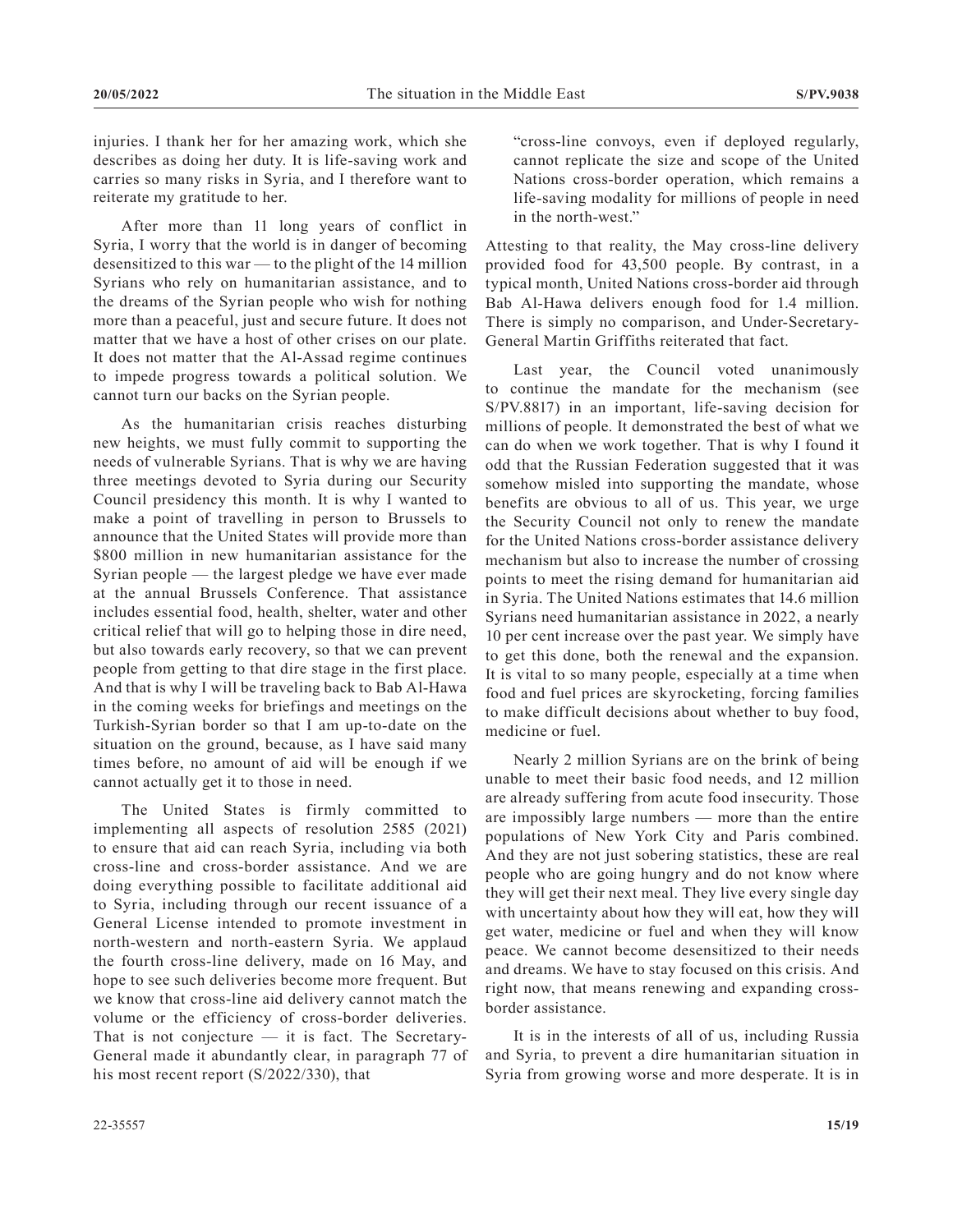injuries. I thank her for her amazing work, which she describes as doing her duty. It is life-saving work and carries so many risks in Syria, and I therefore want to reiterate my gratitude to her.

After more than 11 long years of conflict in Syria, I worry that the world is in danger of becoming desensitized to this war — to the plight of the 14 million Syrians who rely on humanitarian assistance, and to the dreams of the Syrian people who wish for nothing more than a peaceful, just and secure future. It does not matter that we have a host of other crises on our plate. It does not matter that the Al-Assad regime continues to impede progress towards a political solution. We cannot turn our backs on the Syrian people.

As the humanitarian crisis reaches disturbing new heights, we must fully commit to supporting the needs of vulnerable Syrians. That is why we are having three meetings devoted to Syria during our Security Council presidency this month. It is why I wanted to make a point of travelling in person to Brussels to announce that the United States will provide more than $800 million in new humanitarian assistance for the Syrian people — the largest pledge we have ever made at the annual Brussels Conference. That assistance includes essential food, health, shelter, water and other critical relief that will go to helping those in dire need, but also towards early recovery, so that we can prevent people from getting to that dire stage in the first place. And that is why I will be traveling back to Bab Al-Hawa in the coming weeks for briefings and meetings on the Turkish-Syrian border so that I am up-to-date on the situation on the ground, because, as I have said many times before, no amount of aid will be enough if we cannot actually get it to those in need.

The United States is firmly committed to implementing all aspects of resolution 2585 (2021) to ensure that aid can reach Syria, including via both cross-line and cross-border assistance. And we are doing everything possible to facilitate additional aid to Syria, including through our recent issuance of a General License intended to promote investment in north-western and north-eastern Syria. We applaud the fourth cross-line delivery, made on 16 May, and hope to see such deliveries become more frequent. But we know that cross-line aid delivery cannot match the volume or the efficiency of cross-border deliveries. That is not conjecture — it is fact. The Secretary-General made it abundantly clear, in paragraph 77 of his most recent report (S/2022/330), that

> "cross-line convoys, even if deployed regularly, cannot replicate the size and scope of the United Nations cross-border operation, which remains a life-saving modality for millions of people in need in the north-west."

Attesting to that reality, the May cross-line delivery provided food for 43,500 people. By contrast, in a typical month, United Nations cross-border aid through Bab Al-Hawa delivers enough food for 1.4 million. There is simply no comparison, and Under-Secretary-General Martin Griffiths reiterated that fact.

Last year, the Council voted unanimously to continue the mandate for the mechanism (see S/PV.8817) in an important, life-saving decision for millions of people. It demonstrated the best of what we can do when we work together. That is why I found it odd that the Russian Federation suggested that it was somehow misled into supporting the mandate, whose benefits are obvious to all of us. This year, we urge the Security Council not only to renew the mandate for the United Nations cross-border assistance delivery mechanism but also to increase the number of crossing points to meet the rising demand for humanitarian aid in Syria. The United Nations estimates that 14.6 million Syrians need humanitarian assistance in 2022, a nearly 10 per cent increase over the past year. We simply have to get this done, both the renewal and the expansion. It is vital to so many people, especially at a time when food and fuel prices are skyrocketing, forcing families to make difficult decisions about whether to buy food, medicine or fuel.

Nearly 2 million Syrians are on the brink of being unable to meet their basic food needs, and 12 million are already suffering from acute food insecurity. Those are impossibly large numbers — more than the entire populations of New York City and Paris combined. And they are not just sobering statistics, these are real people who are going hungry and do not know where they will get their next meal. They live every single day with uncertainty about how they will eat, how they will get water, medicine or fuel and when they will know peace. We cannot become desensitized to their needs and dreams. We have to stay focused on this crisis. And right now, that means renewing and expanding cross-border assistance.

It is in the interests of all of us, including Russia and Syria, to prevent a dire humanitarian situation in Syria from growing worse and more desperate. It is in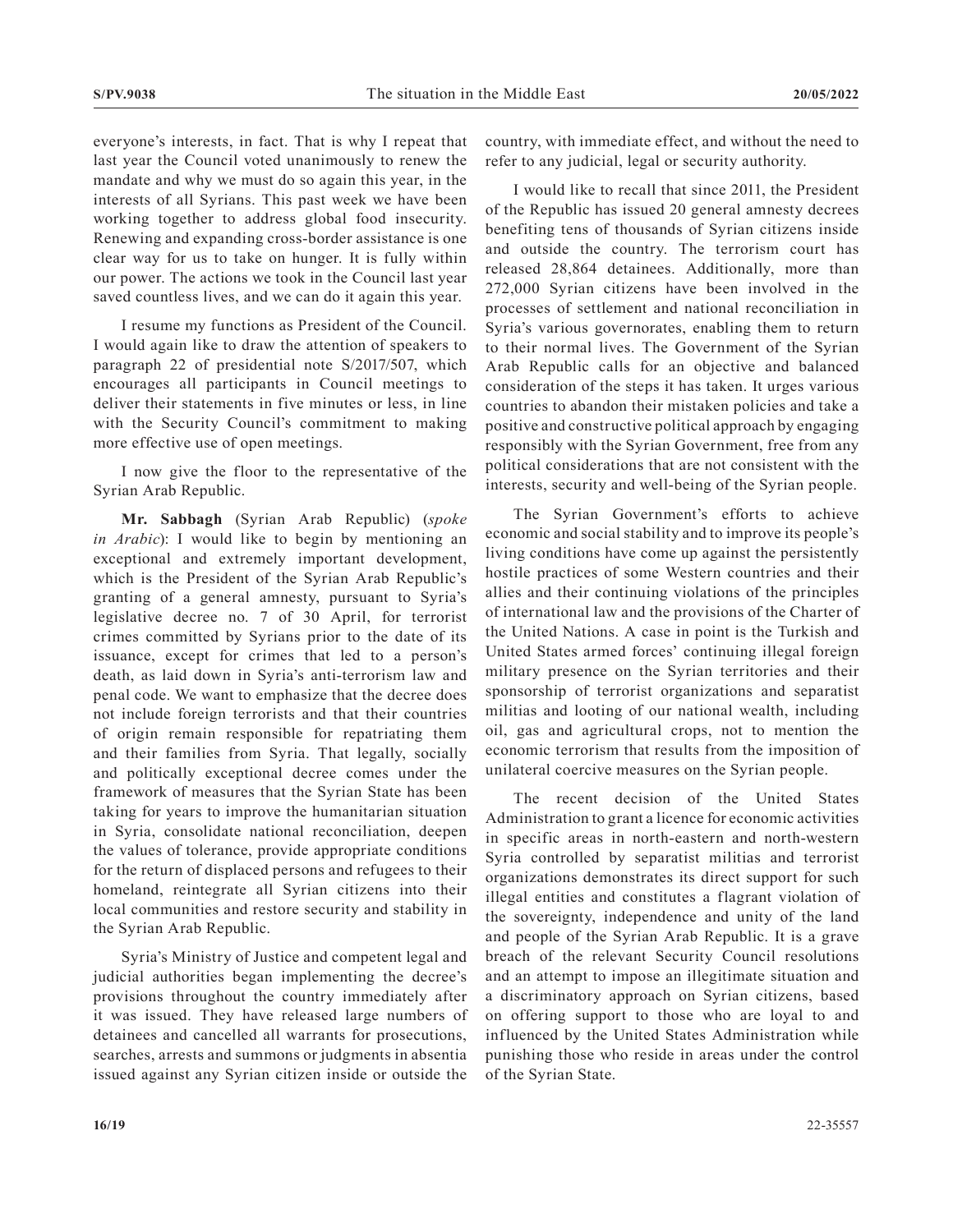everyone's interests, in fact. That is why I repeat that last year the Council voted unanimously to renew the mandate and why we must do so again this year, in the interests of all Syrians. This past week we have been working together to address global food insecurity. Renewing and expanding cross-border assistance is one clear way for us to take on hunger. It is fully within our power. The actions we took in the Council last year saved countless lives, and we can do it again this year.

I resume my functions as President of the Council. I would again like to draw the attention of speakers to paragraph 22 of presidential note S/2017/507, which encourages all participants in Council meetings to deliver their statements in five minutes or less, in line with the Security Council's commitment to making more effective use of open meetings.

I now give the floor to the representative of the Syrian Arab Republic.

**Mr. Sabbagh** (Syrian Arab Republic) (*spoke in Arabic*): I would like to begin by mentioning an exceptional and extremely important development, which is the President of the Syrian Arab Republic's granting of a general amnesty, pursuant to Syria's legislative decree no. 7 of 30 April, for terrorist crimes committed by Syrians prior to the date of its issuance, except for crimes that led to a person's death, as laid down in Syria's anti-terrorism law and penal code. We want to emphasize that the decree does not include foreign terrorists and that their countries of origin remain responsible for repatriating them and their families from Syria. That legally, socially and politically exceptional decree comes under the framework of measures that the Syrian State has been taking for years to improve the humanitarian situation in Syria, consolidate national reconciliation, deepen the values of tolerance, provide appropriate conditions for the return of displaced persons and refugees to their homeland, reintegrate all Syrian citizens into their local communities and restore security and stability in the Syrian Arab Republic.

Syria's Ministry of Justice and competent legal and judicial authorities began implementing the decree's provisions throughout the country immediately after it was issued. They have released large numbers of detainees and cancelled all warrants for prosecutions, searches, arrests and summons or judgments in absentia issued against any Syrian citizen inside or outside the country, with immediate effect, and without the need to refer to any judicial, legal or security authority.

I would like to recall that since 2011, the President of the Republic has issued 20 general amnesty decrees benefiting tens of thousands of Syrian citizens inside and outside the country. The terrorism court has released 28,864 detainees. Additionally, more than 272,000 Syrian citizens have been involved in the processes of settlement and national reconciliation in Syria's various governorates, enabling them to return to their normal lives. The Government of the Syrian Arab Republic calls for an objective and balanced consideration of the steps it has taken. It urges various countries to abandon their mistaken policies and take a positive and constructive political approach by engaging responsibly with the Syrian Government, free from any political considerations that are not consistent with the interests, security and well-being of the Syrian people.

The Syrian Government's efforts to achieve economic and social stability and to improve its people's living conditions have come up against the persistently hostile practices of some Western countries and their allies and their continuing violations of the principles of international law and the provisions of the Charter of the United Nations. A case in point is the Turkish and United States armed forces' continuing illegal foreign military presence on the Syrian territories and their sponsorship of terrorist organizations and separatist militias and looting of our national wealth, including oil, gas and agricultural crops, not to mention the economic terrorism that results from the imposition of unilateral coercive measures on the Syrian people.

The recent decision of the United States Administration to grant a licence for economic activities in specific areas in north-eastern and north-western Syria controlled by separatist militias and terrorist organizations demonstrates its direct support for such illegal entities and constitutes a flagrant violation of the sovereignty, independence and unity of the land and people of the Syrian Arab Republic. It is a grave breach of the relevant Security Council resolutions and an attempt to impose an illegitimate situation and a discriminatory approach on Syrian citizens, based on offering support to those who are loyal to and influenced by the United States Administration while punishing those who reside in areas under the control of the Syrian State.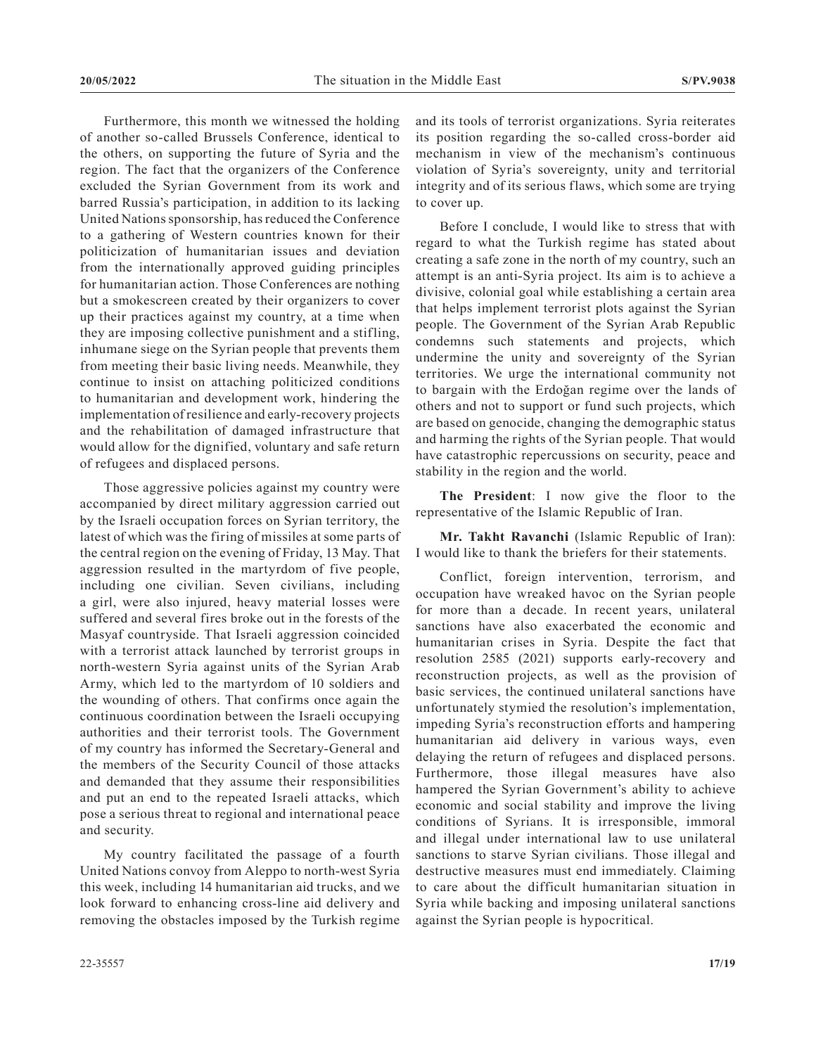Furthermore, this month we witnessed the holding of another so-called Brussels Conference, identical to the others, on supporting the future of Syria and the region. The fact that the organizers of the Conference excluded the Syrian Government from its work and barred Russia's participation, in addition to its lacking United Nations sponsorship, has reduced the Conference to a gathering of Western countries known for their politicization of humanitarian issues and deviation from the internationally approved guiding principles for humanitarian action. Those Conferences are nothing but a smokescreen created by their organizers to cover up their practices against my country, at a time when they are imposing collective punishment and a stifling, inhumane siege on the Syrian people that prevents them from meeting their basic living needs. Meanwhile, they continue to insist on attaching politicized conditions to humanitarian and development work, hindering the implementation of resilience and early-recovery projects and the rehabilitation of damaged infrastructure that would allow for the dignified, voluntary and safe return of refugees and displaced persons.

Those aggressive policies against my country were accompanied by direct military aggression carried out by the Israeli occupation forces on Syrian territory, the latest of which was the firing of missiles at some parts of the central region on the evening of Friday, 13 May. That aggression resulted in the martyrdom of five people, including one civilian. Seven civilians, including a girl, were also injured, heavy material losses were suffered and several fires broke out in the forests of the Masyaf countryside. That Israeli aggression coincided with a terrorist attack launched by terrorist groups in north-western Syria against units of the Syrian Arab Army, which led to the martyrdom of 10 soldiers and the wounding of others. That confirms once again the continuous coordination between the Israeli occupying authorities and their terrorist tools. The Government of my country has informed the Secretary-General and the members of the Security Council of those attacks and demanded that they assume their responsibilities and put an end to the repeated Israeli attacks, which pose a serious threat to regional and international peace and security.

My country facilitated the passage of a fourth United Nations convoy from Aleppo to north-west Syria this week, including 14 humanitarian aid trucks, and we look forward to enhancing cross-line aid delivery and removing the obstacles imposed by the Turkish regime and its tools of terrorist organizations. Syria reiterates its position regarding the so-called cross-border aid mechanism in view of the mechanism's continuous violation of Syria's sovereignty, unity and territorial integrity and of its serious flaws, which some are trying to cover up.

Before I conclude, I would like to stress that with regard to what the Turkish regime has stated about creating a safe zone in the north of my country, such an attempt is an anti-Syria project. Its aim is to achieve a divisive, colonial goal while establishing a certain area that helps implement terrorist plots against the Syrian people. The Government of the Syrian Arab Republic condemns such statements and projects, which undermine the unity and sovereignty of the Syrian territories. We urge the international community not to bargain with the Erdoğan regime over the lands of others and not to support or fund such projects, which are based on genocide, changing the demographic status and harming the rights of the Syrian people. That would have catastrophic repercussions on security, peace and stability in the region and the world.

**The President**: I now give the floor to the representative of the Islamic Republic of Iran.

**Mr. Takht Ravanchi** (Islamic Republic of Iran): I would like to thank the briefers for their statements.

Conflict, foreign intervention, terrorism, and occupation have wreaked havoc on the Syrian people for more than a decade. In recent years, unilateral sanctions have also exacerbated the economic and humanitarian crises in Syria. Despite the fact that resolution 2585 (2021) supports early-recovery and reconstruction projects, as well as the provision of basic services, the continued unilateral sanctions have unfortunately stymied the resolution's implementation, impeding Syria's reconstruction efforts and hampering humanitarian aid delivery in various ways, even delaying the return of refugees and displaced persons. Furthermore, those illegal measures have also hampered the Syrian Government's ability to achieve economic and social stability and improve the living conditions of Syrians. It is irresponsible, immoral and illegal under international law to use unilateral sanctions to starve Syrian civilians. Those illegal and destructive measures must end immediately. Claiming to care about the difficult humanitarian situation in Syria while backing and imposing unilateral sanctions against the Syrian people is hypocritical.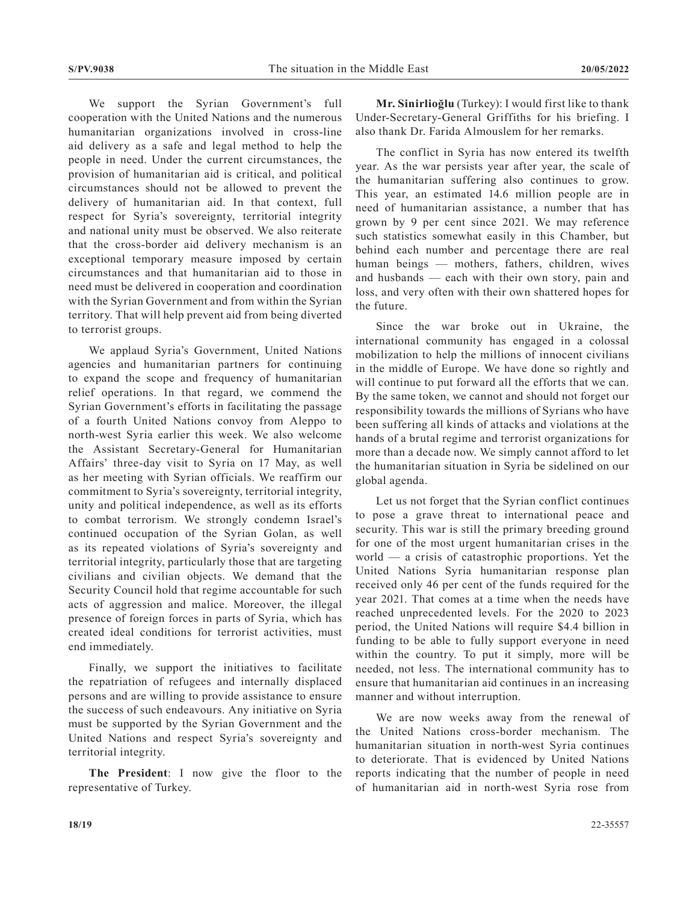We support the Syrian Government's full cooperation with the United Nations and the numerous humanitarian organizations involved in cross-line aid delivery as a safe and legal method to help the people in need. Under the current circumstances, the provision of humanitarian aid is critical, and political circumstances should not be allowed to prevent the delivery of humanitarian aid. In that context, full respect for Syria's sovereignty, territorial integrity and national unity must be observed. We also reiterate that the cross-border aid delivery mechanism is an exceptional temporary measure imposed by certain circumstances and that humanitarian aid to those in need must be delivered in cooperation and coordination with the Syrian Government and from within the Syrian territory. That will help prevent aid from being diverted to terrorist groups.

We applaud Syria's Government, United Nations agencies and humanitarian partners for continuing to expand the scope and frequency of humanitarian relief operations. In that regard, we commend the Syrian Government's efforts in facilitating the passage of a fourth United Nations convoy from Aleppo to north-west Syria earlier this week. We also welcome the Assistant Secretary-General for Humanitarian Affairs' three-day visit to Syria on 17 May, as well as her meeting with Syrian officials. We reaffirm our commitment to Syria's sovereignty, territorial integrity, unity and political independence, as well as its efforts to combat terrorism. We strongly condemn Israel's continued occupation of the Syrian Golan, as well as its repeated violations of Syria's sovereignty and territorial integrity, particularly those that are targeting civilians and civilian objects. We demand that the Security Council hold that regime accountable for such acts of aggression and malice. Moreover, the illegal presence of foreign forces in parts of Syria, which has created ideal conditions for terrorist activities, must end immediately.

Finally, we support the initiatives to facilitate the repatriation of refugees and internally displaced persons and are willing to provide assistance to ensure the success of such endeavours. Any initiative on Syria must be supported by the Syrian Government and the United Nations and respect Syria's sovereignty and territorial integrity.

**The President**: I now give the floor to the representative of Turkey.

**Mr. Sinirlioğlu** (Turkey): I would first like to thank Under-Secretary-General Griffiths for his briefing. I also thank Dr. Farida Almouslem for her remarks.

The conflict in Syria has now entered its twelfth year. As the war persists year after year, the scale of the humanitarian suffering also continues to grow. This year, an estimated 14.6 million people are in need of humanitarian assistance, a number that has grown by 9 per cent since 2021. We may reference such statistics somewhat easily in this Chamber, but behind each number and percentage there are real human beings — mothers, fathers, children, wives and husbands — each with their own story, pain and loss, and very often with their own shattered hopes for the future.

Since the war broke out in Ukraine, the international community has engaged in a colossal mobilization to help the millions of innocent civilians in the middle of Europe. We have done so rightly and will continue to put forward all the efforts that we can. By the same token, we cannot and should not forget our responsibility towards the millions of Syrians who have been suffering all kinds of attacks and violations at the hands of a brutal regime and terrorist organizations for more than a decade now. We simply cannot afford to let the humanitarian situation in Syria be sidelined on our global agenda.

Let us not forget that the Syrian conflict continues to pose a grave threat to international peace and security. This war is still the primary breeding ground for one of the most urgent humanitarian crises in the world — a crisis of catastrophic proportions. Yet the United Nations Syria humanitarian response plan received only 46 per cent of the funds required for the year 2021. That comes at a time when the needs have reached unprecedented levels. For the 2020 to 2023 period, the United Nations will require $4.4 billion in funding to be able to fully support everyone in need within the country. To put it simply, more will be needed, not less. The international community has to ensure that humanitarian aid continues in an increasing manner and without interruption.

We are now weeks away from the renewal of the United Nations cross-border mechanism. The humanitarian situation in north-west Syria continues to deteriorate. That is evidenced by United Nations reports indicating that the number of people in need of humanitarian aid in north-west Syria rose from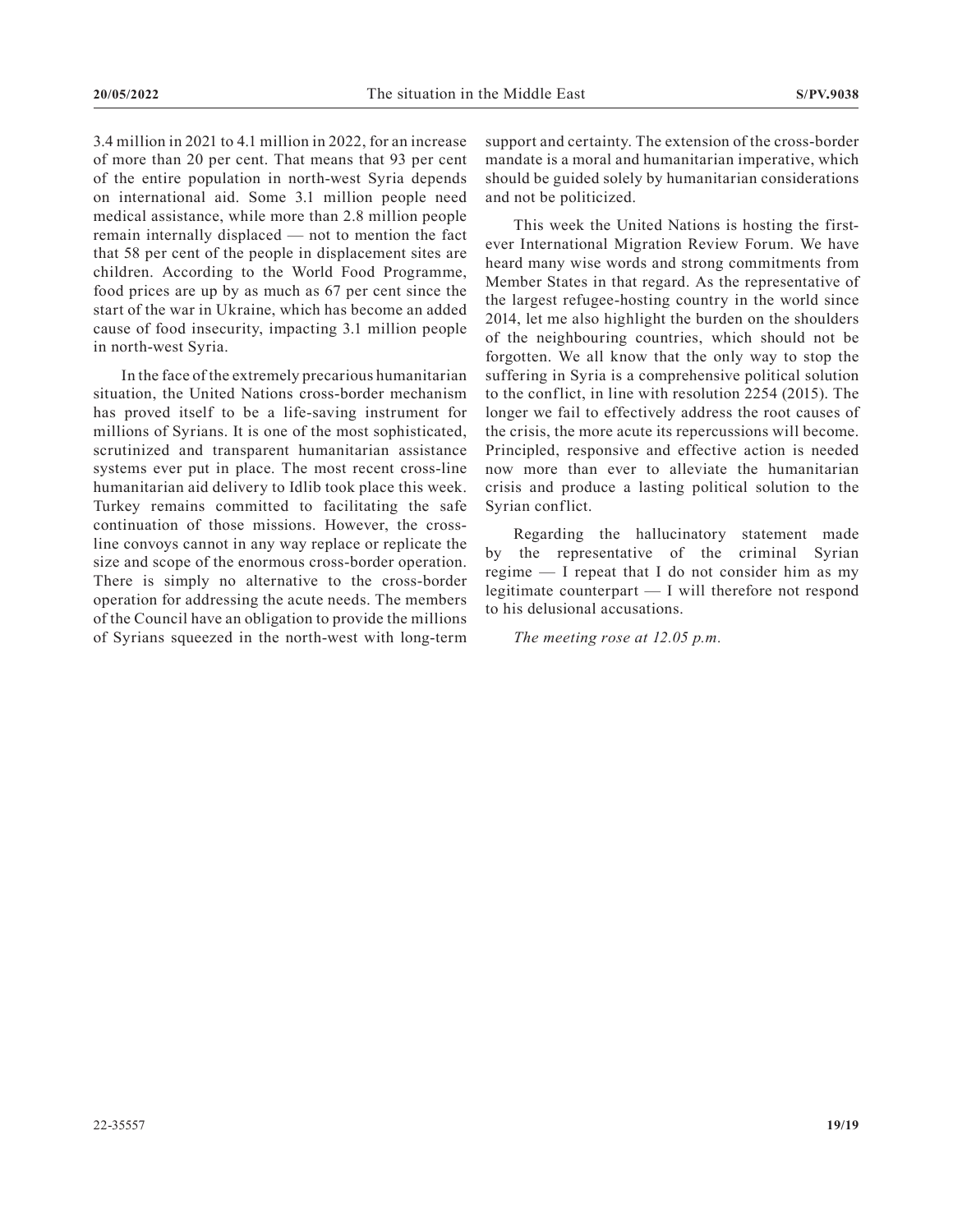3.4 million in 2021 to 4.1 million in 2022, for an increase of more than 20 per cent. That means that 93 per cent of the entire population in north-west Syria depends on international aid. Some 3.1 million people need medical assistance, while more than 2.8 million people remain internally displaced — not to mention the fact that 58 per cent of the people in displacement sites are children. According to the World Food Programme, food prices are up by as much as 67 per cent since the start of the war in Ukraine, which has become an added cause of food insecurity, impacting 3.1 million people in north-west Syria.

In the face of the extremely precarious humanitarian situation, the United Nations cross-border mechanism has proved itself to be a life-saving instrument for millions of Syrians. It is one of the most sophisticated, scrutinized and transparent humanitarian assistance systems ever put in place. The most recent cross-line humanitarian aid delivery to Idlib took place this week. Turkey remains committed to facilitating the safe continuation of those missions. However, the cross-line convoys cannot in any way replace or replicate the size and scope of the enormous cross-border operation. There is simply no alternative to the cross-border operation for addressing the acute needs. The members of the Council have an obligation to provide the millions of Syrians squeezed in the north-west with long-term support and certainty. The extension of the cross-border mandate is a moral and humanitarian imperative, which should be guided solely by humanitarian considerations and not be politicized.

This week the United Nations is hosting the first-ever International Migration Review Forum. We have heard many wise words and strong commitments from Member States in that regard. As the representative of the largest refugee-hosting country in the world since 2014, let me also highlight the burden on the shoulders of the neighbouring countries, which should not be forgotten. We all know that the only way to stop the suffering in Syria is a comprehensive political solution to the conflict, in line with resolution 2254 (2015). The longer we fail to effectively address the root causes of the crisis, the more acute its repercussions will become. Principled, responsive and effective action is needed now more than ever to alleviate the humanitarian crisis and produce a lasting political solution to the Syrian conflict.

Regarding the hallucinatory statement made by the representative of the criminal Syrian regime — I repeat that I do not consider him as my legitimate counterpart — I will therefore not respond to his delusional accusations.

*The meeting rose at 12.05 p.m.*